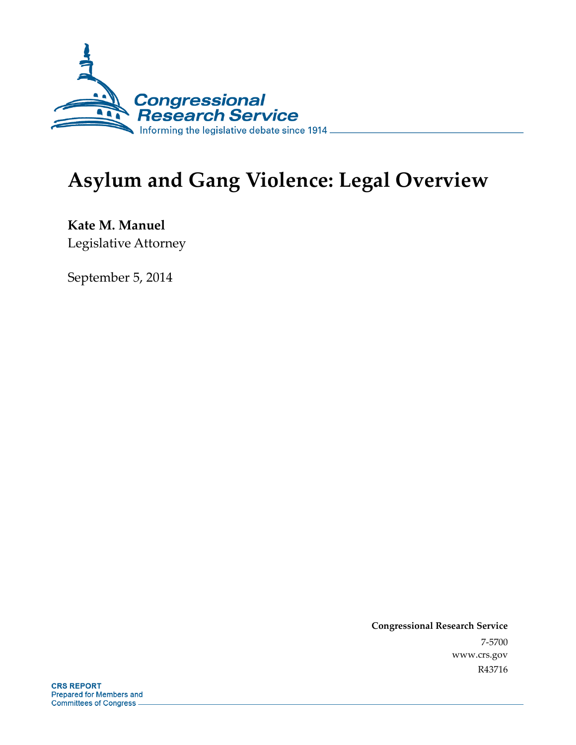Congressional Research Service

Informing the legislative debate since 1914

# Asylum and Gang Violence: Legal Overview

**Kate M. Manuel**

Legislative Attorney

September 5, 2014

**Congressional Research Service**

7-5700

www.crs.gov

R43716

**CRS REPORT**

Prepared for Members and Committees of Congress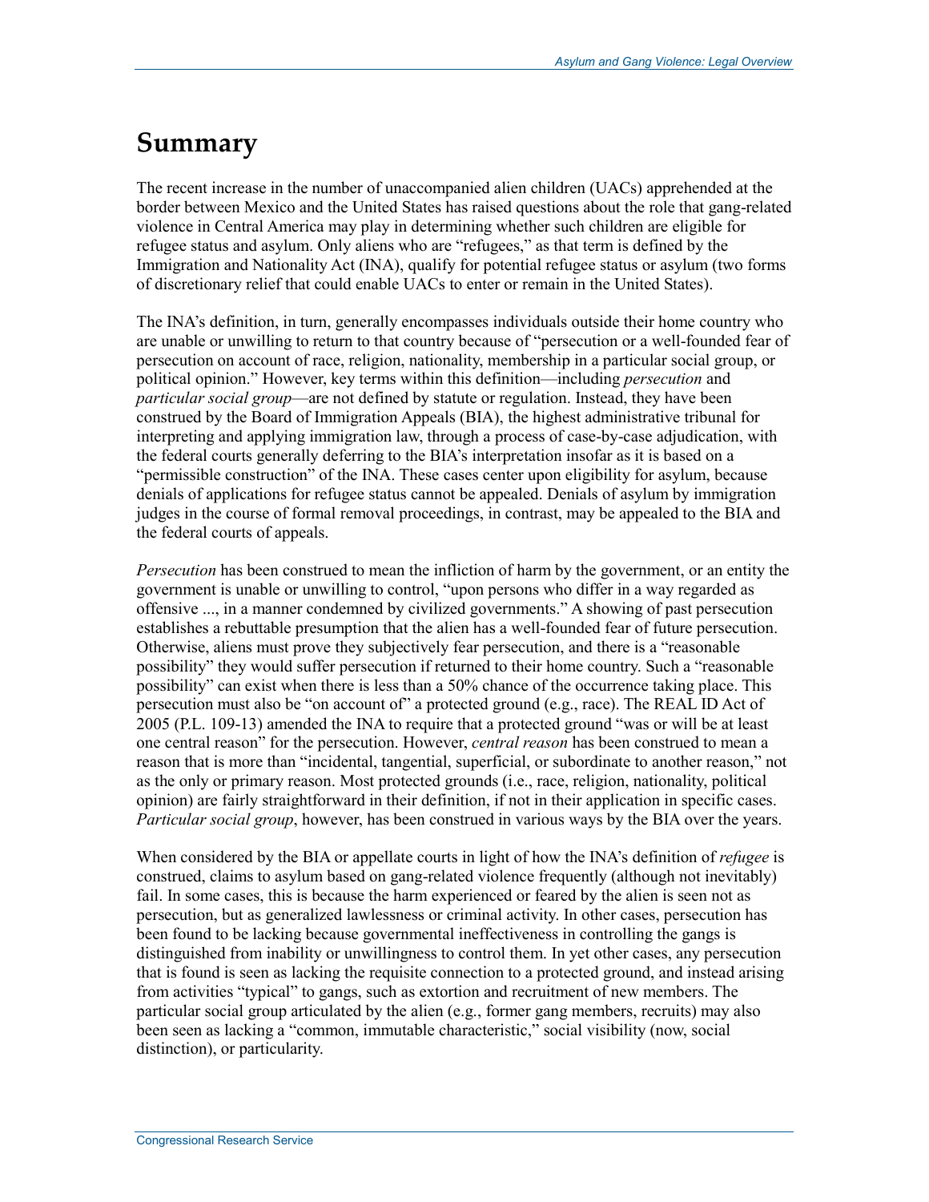# Summary

The recent increase in the number of unaccompanied alien children (UACs) apprehended at the border between Mexico and the United States has raised questions about the role that gang-related violence in Central America may play in determining whether such children are eligible for refugee status and asylum. Only aliens who are "refugees," as that term is defined by the Immigration and Nationality Act (INA), qualify for potential refugee status or asylum (two forms of discretionary relief that could enable UACs to enter or remain in the United States).

The INA's definition, in turn, generally encompasses individuals outside their home country who are unable or unwilling to return to that country because of "persecution or a well-founded fear of persecution on account of race, religion, nationality, membership in a particular social group, or political opinion." However, key terms within this definition—including *persecution* and *particular social group*—are not defined by statute or regulation. Instead, they have been construed by the Board of Immigration Appeals (BIA), the highest administrative tribunal for interpreting and applying immigration law, through a process of case-by-case adjudication, with the federal courts generally deferring to the BIA's interpretation insofar as it is based on a "permissible construction" of the INA. These cases center upon eligibility for asylum, because denials of applications for refugee status cannot be appealed. Denials of asylum by immigration judges in the course of formal removal proceedings, in contrast, may be appealed to the BIA and the federal courts of appeals.

*Persecution* has been construed to mean the infliction of harm by the government, or an entity the government is unable or unwilling to control, "upon persons who differ in a way regarded as offensive ..., in a manner condemned by civilized governments." A showing of past persecution establishes a rebuttable presumption that the alien has a well-founded fear of future persecution. Otherwise, aliens must prove they subjectively fear persecution, and there is a "reasonable possibility" they would suffer persecution if returned to their home country. Such a "reasonable possibility" can exist when there is less than a 50% chance of the occurrence taking place. This persecution must also be "on account of" a protected ground (e.g., race). The REAL ID Act of 2005 (P.L. 109-13) amended the INA to require that a protected ground "was or will be at least one central reason" for the persecution. However, *central reason* has been construed to mean a reason that is more than "incidental, tangential, superficial, or subordinate to another reason," not as the only or primary reason. Most protected grounds (i.e., race, religion, nationality, political opinion) are fairly straightforward in their definition, if not in their application in specific cases. *Particular social group*, however, has been construed in various ways by the BIA over the years.

When considered by the BIA or appellate courts in light of how the INA's definition of *refugee* is construed, claims to asylum based on gang-related violence frequently (although not inevitably) fail. In some cases, this is because the harm experienced or feared by the alien is seen not as persecution, but as generalized lawlessness or criminal activity. In other cases, persecution has been found to be lacking because governmental ineffectiveness in controlling the gangs is distinguished from inability or unwillingness to control them. In yet other cases, any persecution that is found is seen as lacking the requisite connection to a protected ground, and instead arising from activities "typical" to gangs, such as extortion and recruitment of new members. The particular social group articulated by the alien (e.g., former gang members, recruits) may also been seen as lacking a "common, immutable characteristic," social visibility (now, social distinction), or particularity.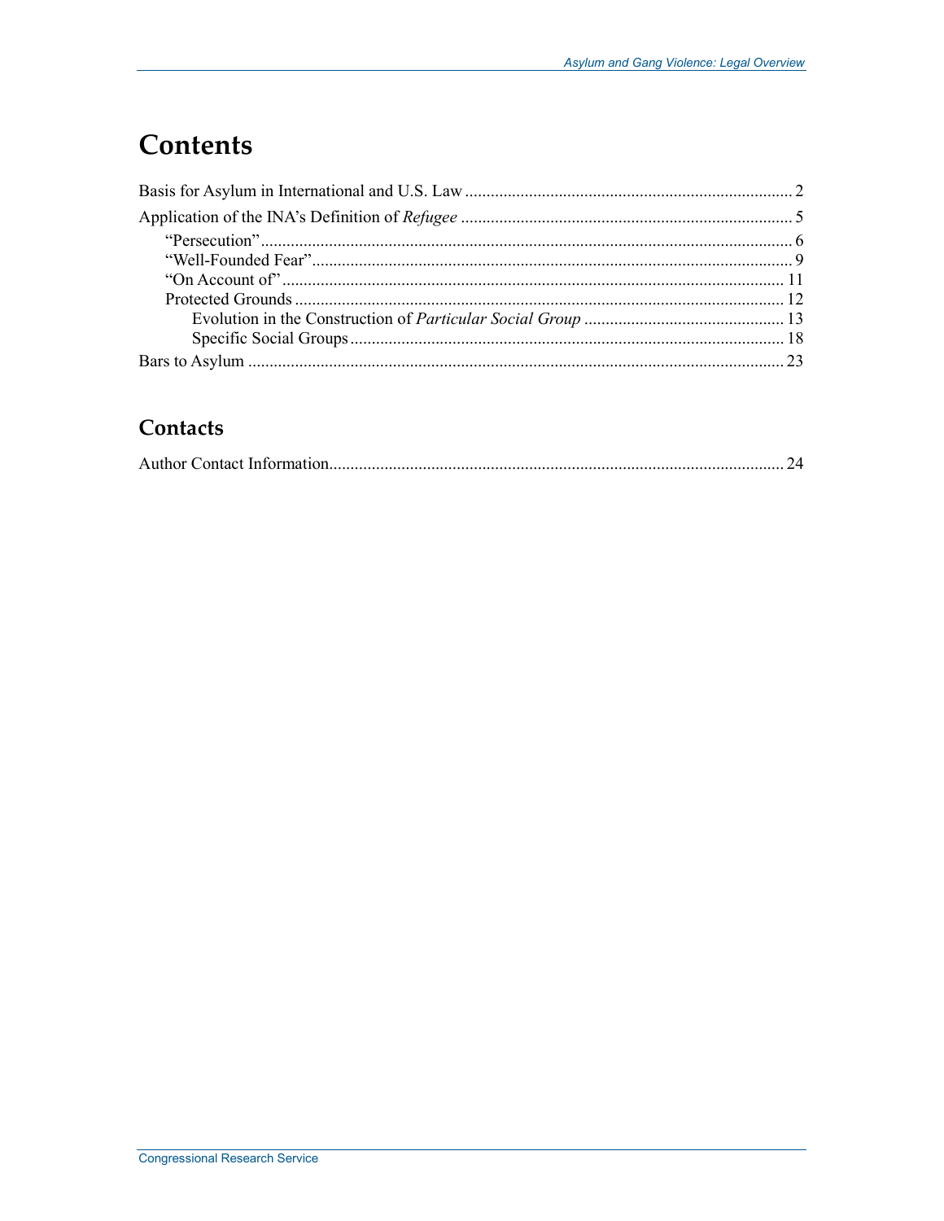# Contents

Basis for Asylum in International and U.S. Law ........................................................................... 2

Application of the INA's Definition of *Refugee* ............................................................................ 5

- "Persecution" ........................................................................................................................... 6
- "Well-Founded Fear" ............................................................................................................... 9
- "On Account of" ..................................................................................................................... 11
- Protected Grounds .................................................................................................................. 12
  - Evolution in the Construction of *Particular Social Group* .............................................. 13
  - Specific Social Groups ..................................................................................................... 18

Bars to Asylum ............................................................................................................................. 23

## Contacts

Author Contact Information .......................................................................................................... 24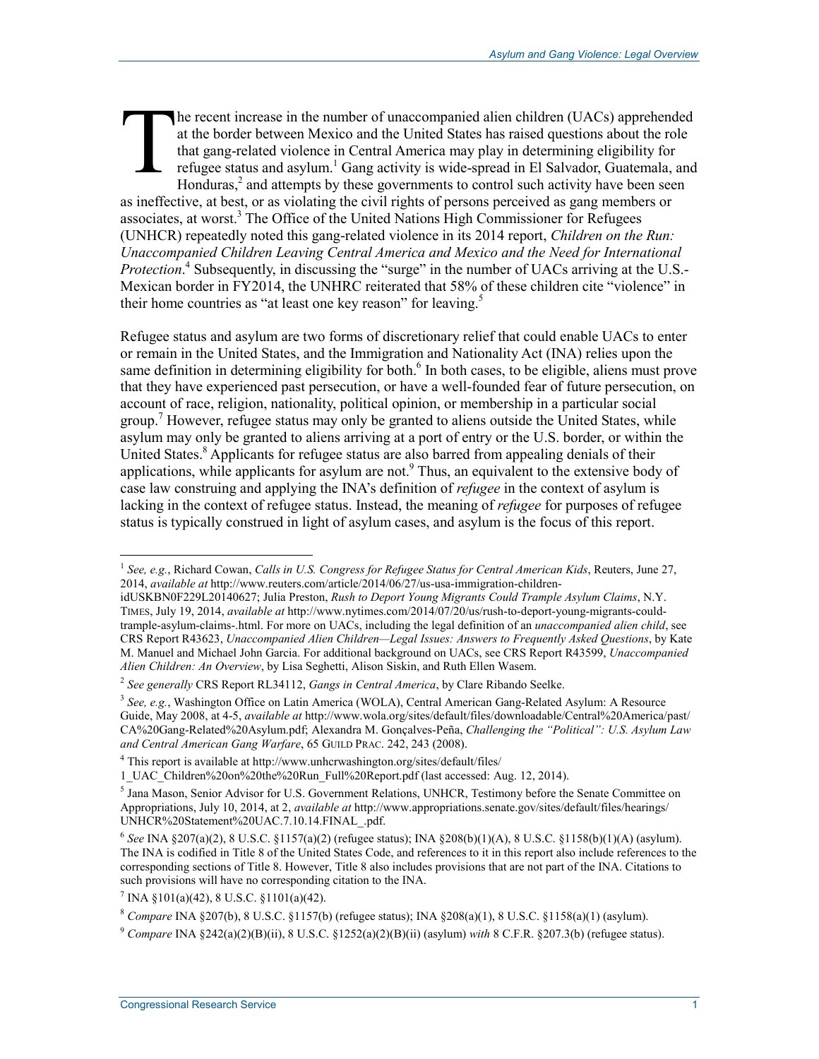The recent increase in the number of unaccompanied alien children (UACs) apprehended at the border between Mexico and the United States has raised questions about the role that gang-related violence in Central America may play in determining eligibility for refugee status and asylum.[1] Gang activity is wide-spread in El Salvador, Guatemala, and Honduras,[2] and attempts by these governments to control such activity have been seen as ineffective, at best, or as violating the civil rights of persons perceived as gang members or associates, at worst.[3] The Office of the United Nations High Commissioner for Refugees (UNHCR) repeatedly noted this gang-related violence in its 2014 report, *Children on the Run: Unaccompanied Children Leaving Central America and Mexico and the Need for International Protection*.[4] Subsequently, in discussing the "surge" in the number of UACs arriving at the U.S.-Mexican border in FY2014, the UNHRC reiterated that 58% of these children cite "violence" in their home countries as "at least one key reason" for leaving.[5]

Refugee status and asylum are two forms of discretionary relief that could enable UACs to enter or remain in the United States, and the Immigration and Nationality Act (INA) relies upon the same definition in determining eligibility for both.[6] In both cases, to be eligible, aliens must prove that they have experienced past persecution, or have a well-founded fear of future persecution, on account of race, religion, nationality, political opinion, or membership in a particular social group.[7] However, refugee status may only be granted to aliens outside the United States, while asylum may only be granted to aliens arriving at a port of entry or the U.S. border, or within the United States.[8] Applicants for refugee status are also barred from appealing denials of their applications, while applicants for asylum are not.[9] Thus, an equivalent to the extensive body of case law construing and applying the INA's definition of *refugee* in the context of asylum is lacking in the context of refugee status. Instead, the meaning of *refugee* for purposes of refugee status is typically construed in light of asylum cases, and asylum is the focus of this report.

---

[1] *See, e.g.*, Richard Cowan, *Calls in U.S. Congress for Refugee Status for Central American Kids*, Reuters, June 27, 2014, *available at* http://www.reuters.com/article/2014/06/27/us-usa-immigration-children-idUSKBN0F229L20140627; Julia Preston, *Rush to Deport Young Migrants Could Trample Asylum Claims*, N.Y. TIMES, July 19, 2014, *available at* http://www.nytimes.com/2014/07/20/us/rush-to-deport-young-migrants-could-trample-asylum-claims-.html. For more on UACs, including the legal definition of an *unaccompanied alien child*, see CRS Report R43623, *Unaccompanied Alien Children—Legal Issues: Answers to Frequently Asked Questions*, by Kate M. Manuel and Michael John Garcia. For additional background on UACs, see CRS Report R43599, *Unaccompanied Alien Children: An Overview*, by Lisa Seghetti, Alison Siskin, and Ruth Ellen Wasem.

[2] *See generally* CRS Report RL34112, *Gangs in Central America*, by Clare Ribando Seelke.

[3] *See, e.g.*, Washington Office on Latin America (WOLA), Central American Gang-Related Asylum: A Resource Guide, May 2008, at 4-5, *available at* http://www.wola.org/sites/default/files/downloadable/Central%20America/past/CA%20Gang-Related%20Asylum.pdf; Alexandra M. Gonçalves-Peña, *Challenging the "Political": U.S. Asylum Law and Central American Gang Warfare*, 65 GUILD PRAC. 242, 243 (2008).

[4] This report is available at http://www.unhcrwashington.org/sites/default/files/1_UAC_Children%20on%20the%20Run_Full%20Report.pdf (last accessed: Aug. 12, 2014).

[5] Jana Mason, Senior Advisor for U.S. Government Relations, UNHCR, Testimony before the Senate Committee on Appropriations, July 10, 2014, at 2, *available at* http://www.appropriations.senate.gov/sites/default/files/hearings/UNHCR%20Statement%20UAC.7.10.14.FINAL_.pdf.

[6] *See* INA §207(a)(2), 8 U.S.C. §1157(a)(2) (refugee status); INA §208(b)(1)(A), 8 U.S.C. §1158(b)(1)(A) (asylum). The INA is codified in Title 8 of the United States Code, and references to it in this report also include references to the corresponding sections of Title 8. However, Title 8 also includes provisions that are not part of the INA. Citations to such provisions will have no corresponding citation to the INA.

[7] INA §101(a)(42), 8 U.S.C. §1101(a)(42).

[8] *Compare* INA §207(b), 8 U.S.C. §1157(b) (refugee status); INA §208(a)(1), 8 U.S.C. §1158(a)(1) (asylum).

[9] *Compare* INA §242(a)(2)(B)(ii), 8 U.S.C. §1252(a)(2)(B)(ii) (asylum) *with* 8 C.F.R. §207.3(b) (refugee status).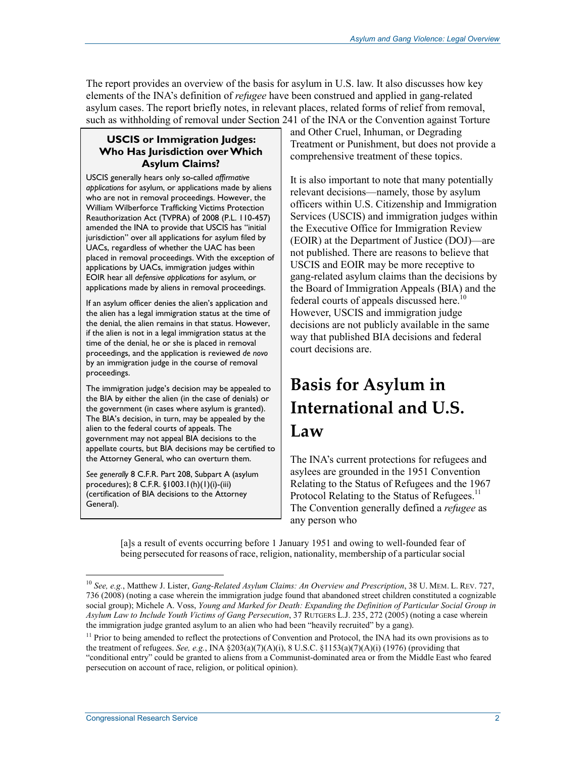The report provides an overview of the basis for asylum in U.S. law. It also discusses how key elements of the INA's definition of *refugee* have been construed and applied in gang-related asylum cases. The report briefly notes, in relevant places, related forms of relief from removal, such as withholding of removal under Section 241 of the INA or the Convention against Torture and Other Cruel, Inhuman, or Degrading Treatment or Punishment, but does not provide a comprehensive treatment of these topics.

It is also important to note that many potentially relevant decisions—namely, those by asylum officers within U.S. Citizenship and Immigration Services (USCIS) and immigration judges within the Executive Office for Immigration Review (EOIR) at the Department of Justice (DOJ)—are not published. There are reasons to believe that USCIS and EOIR may be more receptive to gang-related asylum claims than the decisions by the Board of Immigration Appeals (BIA) and the federal courts of appeals discussed here.[10] However, USCIS and immigration judge decisions are not publicly available in the same way that published BIA decisions and federal court decisions are.

> **USCIS or Immigration Judges: Who Has Jurisdiction over Which Asylum Claims?**
>
> USCIS generally hears only so-called *affirmative applications* for asylum, or applications made by aliens who are not in removal proceedings. However, the William Wilberforce Trafficking Victims Protection Reauthorization Act (TVPRA) of 2008 (P.L. 110-457) amended the INA to provide that USCIS has "initial jurisdiction" over all applications for asylum filed by UACs, regardless of whether the UAC has been placed in removal proceedings. With the exception of applications by UACs, immigration judges within EOIR hear all *defensive applications* for asylum, or applications made by aliens in removal proceedings.
>
> If an asylum officer denies the alien's application and the alien has a legal immigration status at the time of the denial, the alien remains in that status. However, if the alien is not in a legal immigration status at the time of the denial, he or she is placed in removal proceedings, and the application is reviewed *de novo* by an immigration judge in the course of removal proceedings.
>
> The immigration judge's decision may be appealed to the BIA by either the alien (in the case of denials) or the government (in cases where asylum is granted). The BIA's decision, in turn, may be appealed by the alien to the federal courts of appeals. The government may not appeal BIA decisions to the appellate courts, but BIA decisions may be certified to the Attorney General, who can overturn them.
>
> *See generally* 8 C.F.R. Part 208, Subpart A (asylum procedures); 8 C.F.R. §1003.1(h)(1)(i)-(iii) (certification of BIA decisions to the Attorney General).

# Basis for Asylum in International and U.S. Law

The INA's current protections for refugees and asylees are grounded in the 1951 Convention Relating to the Status of Refugees and the 1967 Protocol Relating to the Status of Refugees.[11] The Convention generally defined a *refugee* as any person who

> [a]s a result of events occurring before 1 January 1951 and owing to well-founded fear of being persecuted for reasons of race, religion, nationality, membership of a particular social

---

[10] *See, e.g.*, Matthew J. Lister, *Gang-Related Asylum Claims: An Overview and Prescription*, 38 U. MEM. L. REV. 727, 736 (2008) (noting a case wherein the immigration judge found that abandoned street children constituted a cognizable social group); Michele A. Voss, *Young and Marked for Death: Expanding the Definition of Particular Social Group in Asylum Law to Include Youth Victims of Gang Persecution*, 37 RUTGERS L.J. 235, 272 (2005) (noting a case wherein the immigration judge granted asylum to an alien who had been "heavily recruited" by a gang).

[11] Prior to being amended to reflect the protections of Convention and Protocol, the INA had its own provisions as to the treatment of refugees. *See, e.g.*, INA §203(a)(7)(A)(i), 8 U.S.C. §1153(a)(7)(A)(i) (1976) (providing that "conditional entry" could be granted to aliens from a Communist-dominated area or from the Middle East who feared persecution on account of race, religion, or political opinion).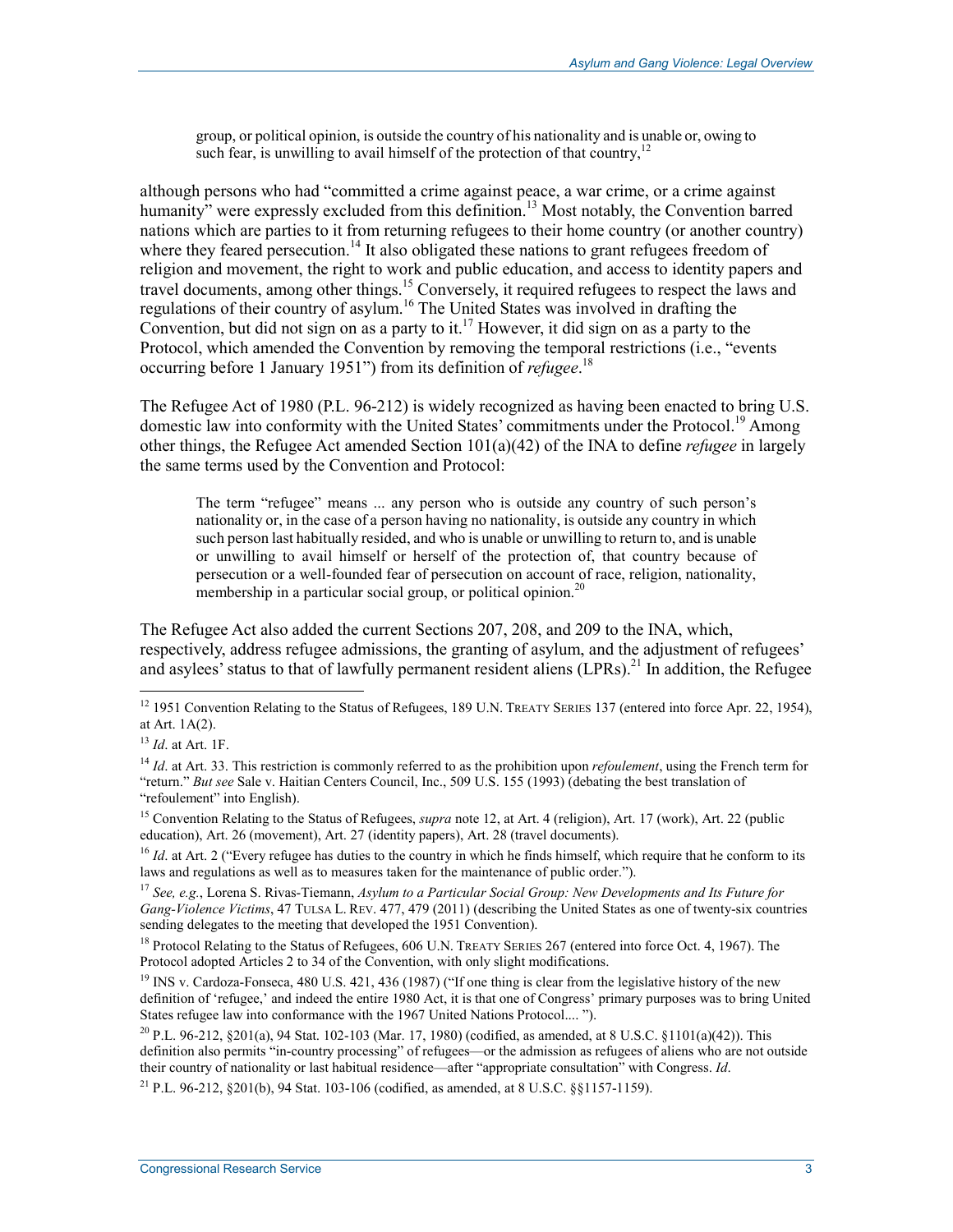> group, or political opinion, is outside the country of his nationality and is unable or, owing to such fear, is unwilling to avail himself of the protection of that country,[12]

although persons who had "committed a crime against peace, a war crime, or a crime against humanity" were expressly excluded from this definition.[13] Most notably, the Convention barred nations which are parties to it from returning refugees to their home country (or another country) where they feared persecution.[14] It also obligated these nations to grant refugees freedom of religion and movement, the right to work and public education, and access to identity papers and travel documents, among other things.[15] Conversely, it required refugees to respect the laws and regulations of their country of asylum.[16] The United States was involved in drafting the Convention, but did not sign on as a party to it.[17] However, it did sign on as a party to the Protocol, which amended the Convention by removing the temporal restrictions (i.e., "events occurring before 1 January 1951") from its definition of *refugee*.[18]

The Refugee Act of 1980 (P.L. 96-212) is widely recognized as having been enacted to bring U.S. domestic law into conformity with the United States' commitments under the Protocol.[19] Among other things, the Refugee Act amended Section 101(a)(42) of the INA to define *refugee* in largely the same terms used by the Convention and Protocol:

> The term "refugee" means ... any person who is outside any country of such person's nationality or, in the case of a person having no nationality, is outside any country in which such person last habitually resided, and who is unable or unwilling to return to, and is unable or unwilling to avail himself or herself of the protection of, that country because of persecution or a well-founded fear of persecution on account of race, religion, nationality, membership in a particular social group, or political opinion.[20]

The Refugee Act also added the current Sections 207, 208, and 209 to the INA, which, respectively, address refugee admissions, the granting of asylum, and the adjustment of refugees' and asylees' status to that of lawfully permanent resident aliens (LPRs).[21] In addition, the Refugee

---

[12] 1951 Convention Relating to the Status of Refugees, 189 U.N. TREATY SERIES 137 (entered into force Apr. 22, 1954), at Art. 1A(2).

[13] *Id*. at Art. 1F.

[14] *Id*. at Art. 33. This restriction is commonly referred to as the prohibition upon *refoulement*, using the French term for "return." *But see* Sale v. Haitian Centers Council, Inc., 509 U.S. 155 (1993) (debating the best translation of "refoulement" into English).

[15] Convention Relating to the Status of Refugees, *supra* note 12, at Art. 4 (religion), Art. 17 (work), Art. 22 (public education), Art. 26 (movement), Art. 27 (identity papers), Art. 28 (travel documents).

[16] *Id*. at Art. 2 ("Every refugee has duties to the country in which he finds himself, which require that he conform to its laws and regulations as well as to measures taken for the maintenance of public order.").

[17] *See, e.g.*, Lorena S. Rivas-Tiemann, *Asylum to a Particular Social Group: New Developments and Its Future for Gang-Violence Victims*, 47 TULSA L. REV. 477, 479 (2011) (describing the United States as one of twenty-six countries sending delegates to the meeting that developed the 1951 Convention).

[18] Protocol Relating to the Status of Refugees, 606 U.N. TREATY SERIES 267 (entered into force Oct. 4, 1967). The Protocol adopted Articles 2 to 34 of the Convention, with only slight modifications.

[19] INS v. Cardoza-Fonseca, 480 U.S. 421, 436 (1987) ("If one thing is clear from the legislative history of the new definition of 'refugee,' and indeed the entire 1980 Act, it is that one of Congress' primary purposes was to bring United States refugee law into conformance with the 1967 United Nations Protocol.... ").

[20] P.L. 96-212, §201(a), 94 Stat. 102-103 (Mar. 17, 1980) (codified, as amended, at 8 U.S.C. §1101(a)(42)). This definition also permits "in-country processing" of refugees—or the admission as refugees of aliens who are not outside their country of nationality or last habitual residence—after "appropriate consultation" with Congress. *Id*.

[21] P.L. 96-212, §201(b), 94 Stat. 103-106 (codified, as amended, at 8 U.S.C. §§1157-1159).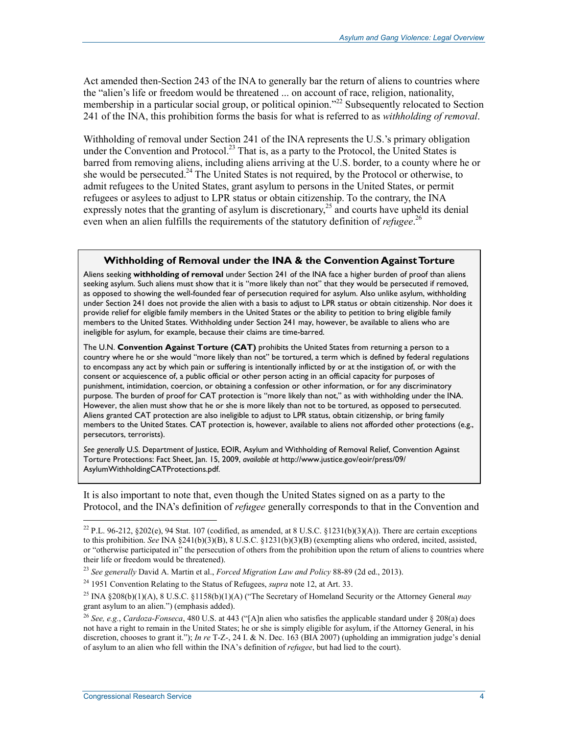Act amended then-Section 243 of the INA to generally bar the return of aliens to countries where the "alien's life or freedom would be threatened ... on account of race, religion, nationality, membership in a particular social group, or political opinion."[22] Subsequently relocated to Section 241 of the INA, this prohibition forms the basis for what is referred to as *withholding of removal*.

Withholding of removal under Section 241 of the INA represents the U.S.'s primary obligation under the Convention and Protocol.[23] That is, as a party to the Protocol, the United States is barred from removing aliens, including aliens arriving at the U.S. border, to a county where he or she would be persecuted.[24] The United States is not required, by the Protocol or otherwise, to admit refugees to the United States, grant asylum to persons in the United States, or permit refugees or asylees to adjust to LPR status or obtain citizenship. To the contrary, the INA expressly notes that the granting of asylum is discretionary,[25] and courts have upheld its denial even when an alien fulfills the requirements of the statutory definition of *refugee*.[26]

> **Withholding of Removal under the INA & the Convention Against Torture**
>
> Aliens seeking **withholding of removal** under Section 241 of the INA face a higher burden of proof than aliens seeking asylum. Such aliens must show that it is "more likely than not" that they would be persecuted if removed, as opposed to showing the well-founded fear of persecution required for asylum. Also unlike asylum, withholding under Section 241 does not provide the alien with a basis to adjust to LPR status or obtain citizenship. Nor does it provide relief for eligible family members in the United States or the ability to petition to bring eligible family members to the United States. Withholding under Section 241 may, however, be available to aliens who are ineligible for asylum, for example, because their claims are time-barred.
>
> The U.N. **Convention Against Torture (CAT)** prohibits the United States from returning a person to a country where he or she would "more likely than not" be tortured, a term which is defined by federal regulations to encompass any act by which pain or suffering is intentionally inflicted by or at the instigation of, or with the consent or acquiescence of, a public official or other person acting in an official capacity for purposes of punishment, intimidation, coercion, or obtaining a confession or other information, or for any discriminatory purpose. The burden of proof for CAT protection is "more likely than not," as with withholding under the INA. However, the alien must show that he or she is more likely than not to be tortured, as opposed to persecuted. Aliens granted CAT protection are also ineligible to adjust to LPR status, obtain citizenship, or bring family members to the United States. CAT protection is, however, available to aliens not afforded other protections (e.g., persecutors, terrorists).
>
> *See generally* U.S. Department of Justice, EOIR, Asylum and Withholding of Removal Relief, Convention Against Torture Protections: Fact Sheet, Jan. 15, 2009, *available at* http://www.justice.gov/eoir/press/09/AsylumWithholdingCATProtections.pdf.

It is also important to note that, even though the United States signed on as a party to the Protocol, and the INA's definition of *refugee* generally corresponds to that in the Convention and

---

[22] P.L. 96-212, §202(e), 94 Stat. 107 (codified, as amended, at 8 U.S.C. §1231(b)(3)(A)). There are certain exceptions to this prohibition. *See* INA §241(b)(3)(B), 8 U.S.C. §1231(b)(3)(B) (exempting aliens who ordered, incited, assisted, or "otherwise participated in" the persecution of others from the prohibition upon the return of aliens to countries where their life or freedom would be threatened).

[23] *See generally* David A. Martin et al., *Forced Migration Law and Policy* 88-89 (2d ed., 2013).

[24] 1951 Convention Relating to the Status of Refugees, *supra* note 12, at Art. 33.

[25] INA §208(b)(1)(A), 8 U.S.C. §1158(b)(1)(A) ("The Secretary of Homeland Security or the Attorney General *may* grant asylum to an alien.") (emphasis added).

[26] *See, e.g.*, *Cardoza-Fonseca*, 480 U.S. at 443 ("[A]n alien who satisfies the applicable standard under § 208(a) does not have a right to remain in the United States; he or she is simply eligible for asylum, if the Attorney General, in his discretion, chooses to grant it."); *In re* T-Z-, 24 I. & N. Dec. 163 (BIA 2007) (upholding an immigration judge's denial of asylum to an alien who fell within the INA's definition of *refugee*, but had lied to the court).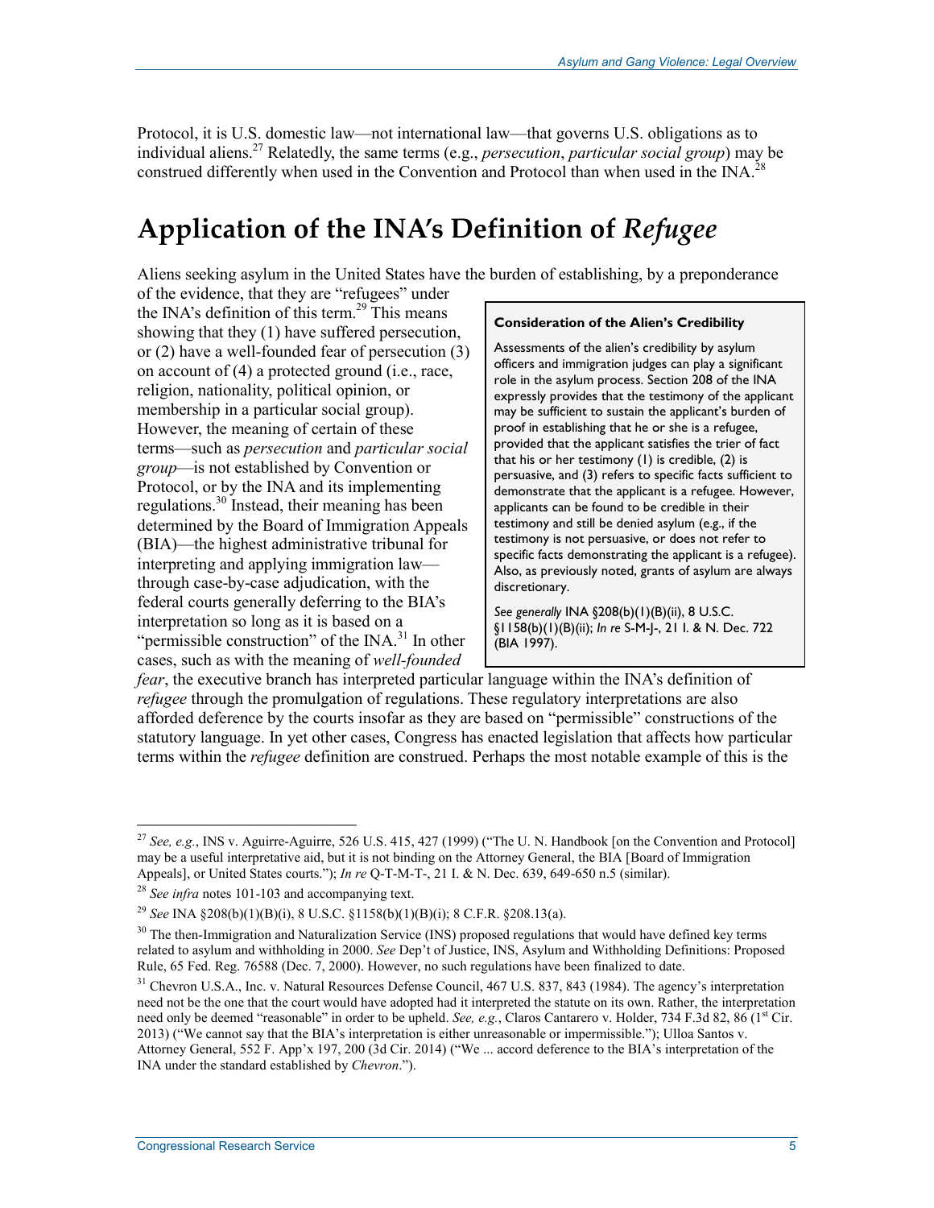Protocol, it is U.S. domestic law—not international law—that governs U.S. obligations as to individual aliens.[27] Relatedly, the same terms (e.g., *persecution*, *particular social group*) may be construed differently when used in the Convention and Protocol than when used in the INA.[28]

# Application of the INA's Definition of *Refugee*

Aliens seeking asylum in the United States have the burden of establishing, by a preponderance of the evidence, that they are "refugees" under the INA's definition of this term.[29] This means showing that they (1) have suffered persecution, or (2) have a well-founded fear of persecution (3) on account of (4) a protected ground (i.e., race, religion, nationality, political opinion, or membership in a particular social group). However, the meaning of certain of these terms—such as *persecution* and *particular social group*—is not established by Convention or Protocol, or by the INA and its implementing regulations.[30] Instead, their meaning has been determined by the Board of Immigration Appeals (BIA)—the highest administrative tribunal for interpreting and applying immigration law—through case-by-case adjudication, with the federal courts generally deferring to the BIA's interpretation so long as it is based on a "permissible construction" of the INA.[31] In other cases, such as with the meaning of *well-founded fear*, the executive branch has interpreted particular language within the INA's definition of *refugee* through the promulgation of regulations. These regulatory interpretations are also afforded deference by the courts insofar as they are based on "permissible" constructions of the statutory language. In yet other cases, Congress has enacted legislation that affects how particular terms within the *refugee* definition are construed. Perhaps the most notable example of this is the

> **Consideration of the Alien's Credibility**
>
> Assessments of the alien's credibility by asylum officers and immigration judges can play a significant role in the asylum process. Section 208 of the INA expressly provides that the testimony of the applicant may be sufficient to sustain the applicant's burden of proof in establishing that he or she is a refugee, provided that the applicant satisfies the trier of fact that his or her testimony (1) is credible, (2) is persuasive, and (3) refers to specific facts sufficient to demonstrate that the applicant is a refugee. However, applicants can be found to be credible in their testimony and still be denied asylum (e.g., if the testimony is not persuasive, or does not refer to specific facts demonstrating the applicant is a refugee). Also, as previously noted, grants of asylum are always discretionary.
>
> *See generally* INA §208(b)(1)(B)(ii), 8 U.S.C. §1158(b)(1)(B)(ii); *In re* S-M-J-, 21 I. & N. Dec. 722 (BIA 1997).

---

[27] *See, e.g.*, INS v. Aguirre-Aguirre, 526 U.S. 415, 427 (1999) ("The U. N. Handbook [on the Convention and Protocol] may be a useful interpretative aid, but it is not binding on the Attorney General, the BIA [Board of Immigration Appeals], or United States courts."); *In re* Q-T-M-T-, 21 I. & N. Dec. 639, 649-650 n.5 (similar).

[28] *See infra* notes 101-103 and accompanying text.

[29] *See* INA §208(b)(1)(B)(i), 8 U.S.C. §1158(b)(1)(B)(i); 8 C.F.R. §208.13(a).

[30] The then-Immigration and Naturalization Service (INS) proposed regulations that would have defined key terms related to asylum and withholding in 2000. *See* Dep't of Justice, INS, Asylum and Withholding Definitions: Proposed Rule, 65 Fed. Reg. 76588 (Dec. 7, 2000). However, no such regulations have been finalized to date.

[31] Chevron U.S.A., Inc. v. Natural Resources Defense Council, 467 U.S. 837, 843 (1984). The agency's interpretation need not be the one that the court would have adopted had it interpreted the statute on its own. Rather, the interpretation need only be deemed "reasonable" in order to be upheld. *See, e.g.*, Claros Cantarero v. Holder, 734 F.3d 82, 86 (1st Cir. 2013) ("We cannot say that the BIA's interpretation is either unreasonable or impermissible."); Ulloa Santos v. Attorney General, 552 F. App'x 197, 200 (3d Cir. 2014) ("We ... accord deference to the BIA's interpretation of the INA under the standard established by *Chevron*.").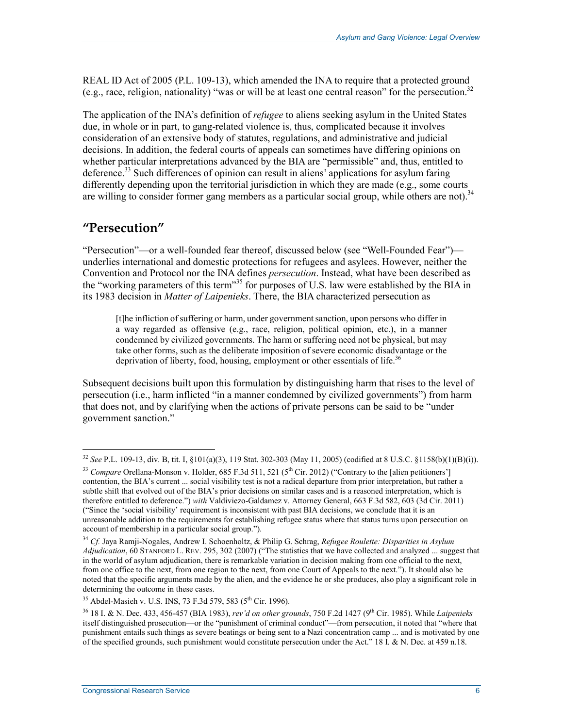REAL ID Act of 2005 (P.L. 109-13), which amended the INA to require that a protected ground (e.g., race, religion, nationality) "was or will be at least one central reason" for the persecution.[32]

The application of the INA's definition of *refugee* to aliens seeking asylum in the United States due, in whole or in part, to gang-related violence is, thus, complicated because it involves consideration of an extensive body of statutes, regulations, and administrative and judicial decisions. In addition, the federal courts of appeals can sometimes have differing opinions on whether particular interpretations advanced by the BIA are "permissible" and, thus, entitled to deference.[33] Such differences of opinion can result in aliens' applications for asylum faring differently depending upon the territorial jurisdiction in which they are made (e.g., some courts are willing to consider former gang members as a particular social group, while others are not).[34]

## "Persecution"

"Persecution"—or a well-founded fear thereof, discussed below (see "Well-Founded Fear")—underlies international and domestic protections for refugees and asylees. However, neither the Convention and Protocol nor the INA defines *persecution*. Instead, what have been described as the "working parameters of this term"[35] for purposes of U.S. law were established by the BIA in its 1983 decision in *Matter of Laipenieks*. There, the BIA characterized persecution as

> [t]he infliction of suffering or harm, under government sanction, upon persons who differ in a way regarded as offensive (e.g., race, religion, political opinion, etc.), in a manner condemned by civilized governments. The harm or suffering need not be physical, but may take other forms, such as the deliberate imposition of severe economic disadvantage or the deprivation of liberty, food, housing, employment or other essentials of life.[36]

Subsequent decisions built upon this formulation by distinguishing harm that rises to the level of persecution (i.e., harm inflicted "in a manner condemned by civilized governments") from harm that does not, and by clarifying when the actions of private persons can be said to be "under government sanction."

---

[32] *See* P.L. 109-13, div. B, tit. I, §101(a)(3), 119 Stat. 302-303 (May 11, 2005) (codified at 8 U.S.C. §1158(b)(1)(B)(i)).

[33] *Compare* Orellana-Monson v. Holder, 685 F.3d 511, 521 (5th Cir. 2012) ("Contrary to the [alien petitioners'] contention, the BIA's current ... social visibility test is not a radical departure from prior interpretation, but rather a subtle shift that evolved out of the BIA's prior decisions on similar cases and is a reasoned interpretation, which is therefore entitled to deference.") *with* Valdiviezo-Galdamez v. Attorney General, 663 F.3d 582, 603 (3d Cir. 2011) ("Since the 'social visibility' requirement is inconsistent with past BIA decisions, we conclude that it is an unreasonable addition to the requirements for establishing refugee status where that status turns upon persecution on account of membership in a particular social group.").

[34] *Cf.* Jaya Ramji-Nogales, Andrew I. Schoenholtz, & Philip G. Schrag, *Refugee Roulette: Disparities in Asylum Adjudication*, 60 STANFORD L. REV. 295, 302 (2007) ("The statistics that we have collected and analyzed ... suggest that in the world of asylum adjudication, there is remarkable variation in decision making from one official to the next, from one office to the next, from one region to the next, from one Court of Appeals to the next."). It should also be noted that the specific arguments made by the alien, and the evidence he or she produces, also play a significant role in determining the outcome in these cases.

[35] Abdel-Masieh v. U.S. INS, 73 F.3d 579, 583 (5th Cir. 1996).

[36] 18 I. & N. Dec. 433, 456-457 (BIA 1983), *rev'd on other grounds*, 750 F.2d 1427 (9th Cir. 1985). While *Laipenieks* itself distinguished prosecution—or the "punishment of criminal conduct"—from persecution, it noted that "where that punishment entails such things as severe beatings or being sent to a Nazi concentration camp ... and is motivated by one of the specified grounds, such punishment would constitute persecution under the Act." 18 I. & N. Dec. at 459 n.18.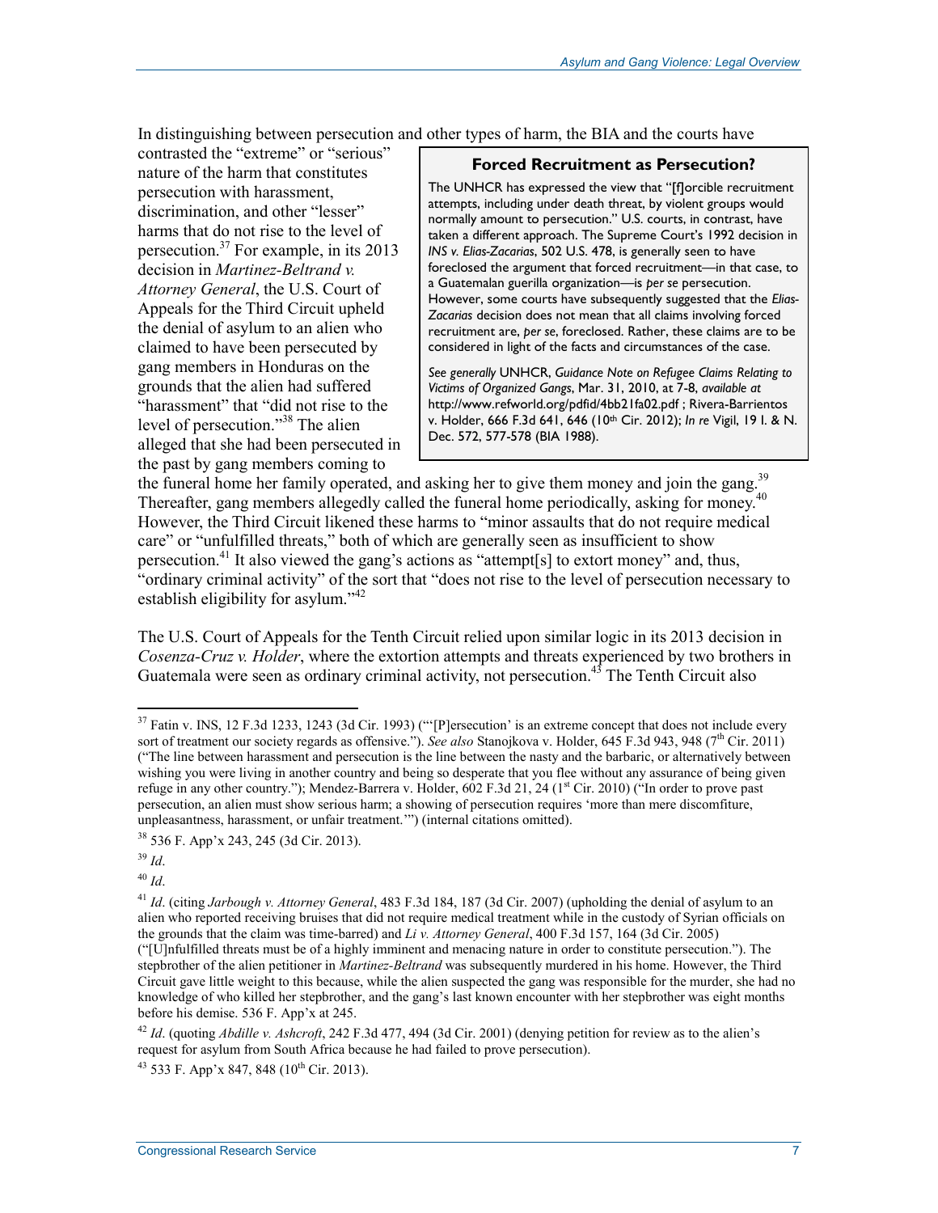In distinguishing between persecution and other types of harm, the BIA and the courts have contrasted the "extreme" or "serious" nature of the harm that constitutes persecution with harassment, discrimination, and other "lesser" harms that do not rise to the level of persecution.[37] For example, in its 2013 decision in *Martinez-Beltrand v. Attorney General*, the U.S. Court of Appeals for the Third Circuit upheld the denial of asylum to an alien who claimed to have been persecuted by gang members in Honduras on the grounds that the alien had suffered "harassment" that "did not rise to the level of persecution."[38] The alien alleged that she had been persecuted in the past by gang members coming to the funeral home her family operated, and asking her to give them money and join the gang.[39] Thereafter, gang members allegedly called the funeral home periodically, asking for money.[40] However, the Third Circuit likened these harms to "minor assaults that do not require medical care" or "unfulfilled threats," both of which are generally seen as insufficient to show persecution.[41] It also viewed the gang's actions as "attempt[s] to extort money" and, thus, "ordinary criminal activity" of the sort that "does not rise to the level of persecution necessary to establish eligibility for asylum."[42]

> **Forced Recruitment as Persecution?**
>
> The UNHCR has expressed the view that "[f]orcible recruitment attempts, including under death threat, by violent groups would normally amount to persecution." U.S. courts, in contrast, have taken a different approach. The Supreme Court's 1992 decision in *INS v. Elias-Zacarias*, 502 U.S. 478, is generally seen to have foreclosed the argument that forced recruitment—in that case, to a Guatemalan guerilla organization—is *per se* persecution. However, some courts have subsequently suggested that the *Elias-Zacarias* decision does not mean that all claims involving forced recruitment are, *per se*, foreclosed. Rather, these claims are to be considered in light of the facts and circumstances of the case.
>
> *See generally* UNHCR, *Guidance Note on Refugee Claims Relating to Victims of Organized Gangs*, Mar. 31, 2010, at 7-8, *available at* http://www.refworld.org/pdfid/4bb21fa02.pdf ; Rivera-Barrientos v. Holder, 666 F.3d 641, 646 (10th Cir. 2012); *In re* Vigil, 19 I. & N. Dec. 572, 577-578 (BIA 1988).

The U.S. Court of Appeals for the Tenth Circuit relied upon similar logic in its 2013 decision in *Cosenza-Cruz v. Holder*, where the extortion attempts and threats experienced by two brothers in Guatemala were seen as ordinary criminal activity, not persecution.[43] The Tenth Circuit also

---

[37] Fatin v. INS, 12 F.3d 1233, 1243 (3d Cir. 1993) ("'[P]ersecution' is an extreme concept that does not include every sort of treatment our society regards as offensive."). *See also* Stanojkova v. Holder, 645 F.3d 943, 948 (7th Cir. 2011) ("The line between harassment and persecution is the line between the nasty and the barbaric, or alternatively between wishing you were living in another country and being so desperate that you flee without any assurance of being given refuge in any other country."); Mendez-Barrera v. Holder, 602 F.3d 21, 24 (1st Cir. 2010) ("In order to prove past persecution, an alien must show serious harm; a showing of persecution requires 'more than mere discomfiture, unpleasantness, harassment, or unfair treatment.'") (internal citations omitted).

[38] 536 F. App'x 243, 245 (3d Cir. 2013).

[39] *Id*.

[40] *Id*.

[41] *Id*. (citing *Jarbough v. Attorney General*, 483 F.3d 184, 187 (3d Cir. 2007) (upholding the denial of asylum to an alien who reported receiving bruises that did not require medical treatment while in the custody of Syrian officials on the grounds that the claim was time-barred) and *Li v. Attorney General*, 400 F.3d 157, 164 (3d Cir. 2005) ("[U]nfulfilled threats must be of a highly imminent and menacing nature in order to constitute persecution."). The stepbrother of the alien petitioner in *Martinez-Beltrand* was subsequently murdered in his home. However, the Third Circuit gave little weight to this because, while the alien suspected the gang was responsible for the murder, she had no knowledge of who killed her stepbrother, and the gang's last known encounter with her stepbrother was eight months before his demise. 536 F. App'x at 245.

[42] *Id*. (quoting *Abdille v. Ashcroft*, 242 F.3d 477, 494 (3d Cir. 2001) (denying petition for review as to the alien's request for asylum from South Africa because he had failed to prove persecution).

[43] 533 F. App'x 847, 848 (10th Cir. 2013).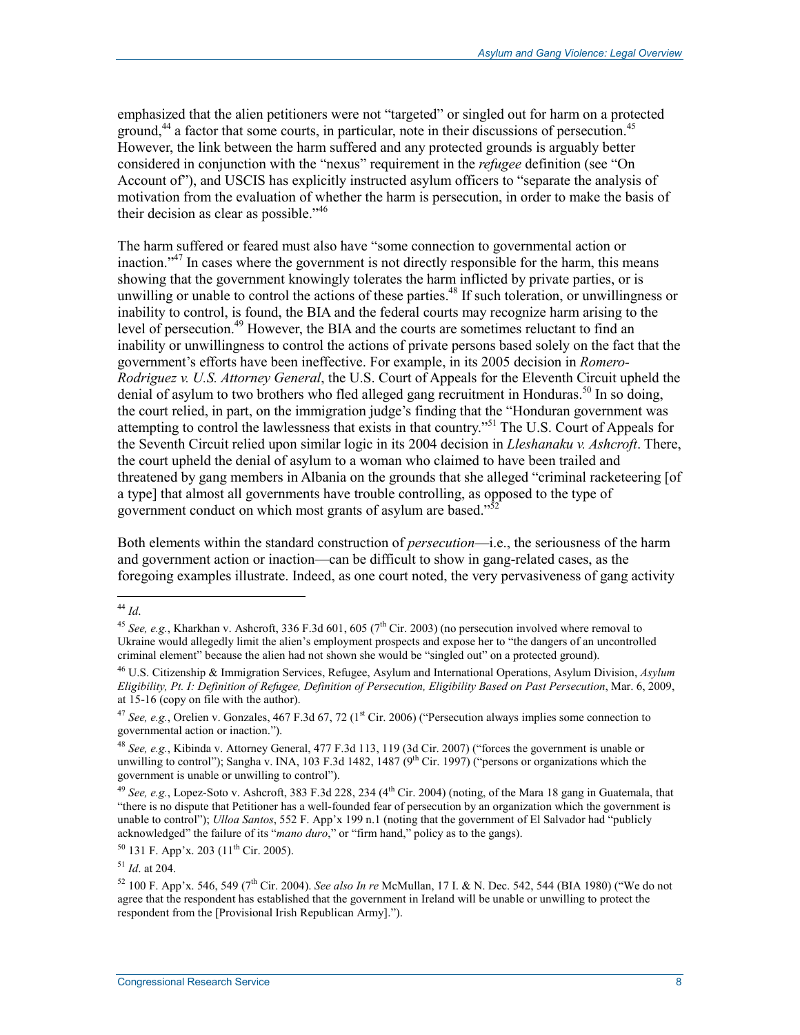emphasized that the alien petitioners were not "targeted" or singled out for harm on a protected ground,[44] a factor that some courts, in particular, note in their discussions of persecution.[45] However, the link between the harm suffered and any protected grounds is arguably better considered in conjunction with the "nexus" requirement in the *refugee* definition (see "On Account of"), and USCIS has explicitly instructed asylum officers to "separate the analysis of motivation from the evaluation of whether the harm is persecution, in order to make the basis of their decision as clear as possible."[46]

The harm suffered or feared must also have "some connection to governmental action or inaction."[47] In cases where the government is not directly responsible for the harm, this means showing that the government knowingly tolerates the harm inflicted by private parties, or is unwilling or unable to control the actions of these parties.[48] If such toleration, or unwillingness or inability to control, is found, the BIA and the federal courts may recognize harm arising to the level of persecution.[49] However, the BIA and the courts are sometimes reluctant to find an inability or unwillingness to control the actions of private persons based solely on the fact that the government's efforts have been ineffective. For example, in its 2005 decision in *Romero-Rodriguez v. U.S. Attorney General*, the U.S. Court of Appeals for the Eleventh Circuit upheld the denial of asylum to two brothers who fled alleged gang recruitment in Honduras.[50] In so doing, the court relied, in part, on the immigration judge's finding that the "Honduran government was attempting to control the lawlessness that exists in that country."[51] The U.S. Court of Appeals for the Seventh Circuit relied upon similar logic in its 2004 decision in *Lleshanaku v. Ashcroft*. There, the court upheld the denial of asylum to a woman who claimed to have been trailed and threatened by gang members in Albania on the grounds that she alleged "criminal racketeering [of a type] that almost all governments have trouble controlling, as opposed to the type of government conduct on which most grants of asylum are based."[52]

Both elements within the standard construction of *persecution*—i.e., the seriousness of the harm and government action or inaction—can be difficult to show in gang-related cases, as the foregoing examples illustrate. Indeed, as one court noted, the very pervasiveness of gang activity

---

[44] *Id*.

[45] *See, e.g.*, Kharkhan v. Ashcroft, 336 F.3d 601, 605 (7th Cir. 2003) (no persecution involved where removal to Ukraine would allegedly limit the alien's employment prospects and expose her to "the dangers of an uncontrolled criminal element" because the alien had not shown she would be "singled out" on a protected ground).

[46] U.S. Citizenship & Immigration Services, Refugee, Asylum and International Operations, Asylum Division, *Asylum Eligibility, Pt. I: Definition of Refugee, Definition of Persecution, Eligibility Based on Past Persecution*, Mar. 6, 2009, at 15-16 (copy on file with the author).

[47] *See, e.g.*, Orelien v. Gonzales, 467 F.3d 67, 72 (1st Cir. 2006) ("Persecution always implies some connection to governmental action or inaction.").

[48] *See, e.g.*, Kibinda v. Attorney General, 477 F.3d 113, 119 (3d Cir. 2007) ("forces the government is unable or unwilling to control"); Sangha v. INA, 103 F.3d 1482, 1487 (9th Cir. 1997) ("persons or organizations which the government is unable or unwilling to control").

[49] *See, e.g.*, Lopez-Soto v. Ashcroft, 383 F.3d 228, 234 (4th Cir. 2004) (noting, of the Mara 18 gang in Guatemala, that "there is no dispute that Petitioner has a well-founded fear of persecution by an organization which the government is unable to control"); *Ulloa Santos*, 552 F. App'x 199 n.1 (noting that the government of El Salvador had "publicly acknowledged" the failure of its "*mano duro*," or "firm hand," policy as to the gangs).

[50] 131 F. App'x. 203 (11th Cir. 2005).

[51] *Id*. at 204.

[52] 100 F. App'x. 546, 549 (7th Cir. 2004). *See also In re* McMullan, 17 I. & N. Dec. 542, 544 (BIA 1980) ("We do not agree that the respondent has established that the government in Ireland will be unable or unwilling to protect the respondent from the [Provisional Irish Republican Army].").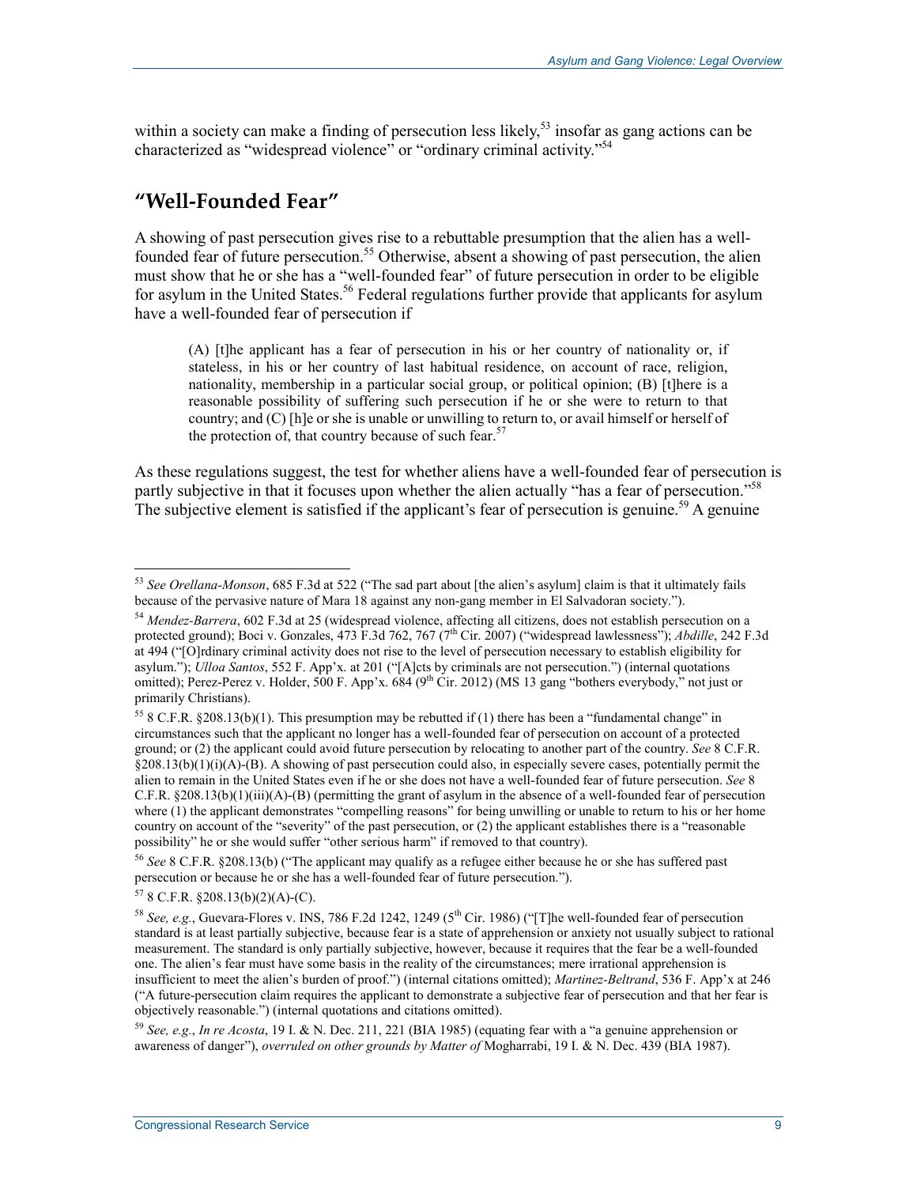within a society can make a finding of persecution less likely,[53] insofar as gang actions can be characterized as "widespread violence" or "ordinary criminal activity."[54]

## "Well-Founded Fear"

A showing of past persecution gives rise to a rebuttable presumption that the alien has a well-founded fear of future persecution.[55] Otherwise, absent a showing of past persecution, the alien must show that he or she has a "well-founded fear" of future persecution in order to be eligible for asylum in the United States.[56] Federal regulations further provide that applicants for asylum have a well-founded fear of persecution if

> (A) [t]he applicant has a fear of persecution in his or her country of nationality or, if stateless, in his or her country of last habitual residence, on account of race, religion, nationality, membership in a particular social group, or political opinion; (B) [t]here is a reasonable possibility of suffering such persecution if he or she were to return to that country; and (C) [h]e or she is unable or unwilling to return to, or avail himself or herself of the protection of, that country because of such fear.[57]

As these regulations suggest, the test for whether aliens have a well-founded fear of persecution is partly subjective in that it focuses upon whether the alien actually "has a fear of persecution."[58] The subjective element is satisfied if the applicant's fear of persecution is genuine.[59] A genuine

---

[53] *See Orellana-Monson*, 685 F.3d at 522 ("The sad part about [the alien's asylum] claim is that it ultimately fails because of the pervasive nature of Mara 18 against any non-gang member in El Salvadoran society.").

[54] *Mendez-Barrera*, 602 F.3d at 25 (widespread violence, affecting all citizens, does not establish persecution on a protected ground); Boci v. Gonzales, 473 F.3d 762, 767 (7th Cir. 2007) ("widespread lawlessness"); *Abdille*, 242 F.3d at 494 ("[O]rdinary criminal activity does not rise to the level of persecution necessary to establish eligibility for asylum."); *Ulloa Santos*, 552 F. App'x. at 201 ("[A]cts by criminals are not persecution.") (internal quotations omitted); Perez-Perez v. Holder, 500 F. App'x. 684 (9th Cir. 2012) (MS 13 gang "bothers everybody," not just or primarily Christians).

[55] 8 C.F.R. §208.13(b)(1). This presumption may be rebutted if (1) there has been a "fundamental change" in circumstances such that the applicant no longer has a well-founded fear of persecution on account of a protected ground; or (2) the applicant could avoid future persecution by relocating to another part of the country. *See* 8 C.F.R. §208.13(b)(1)(i)(A)-(B). A showing of past persecution could also, in especially severe cases, potentially permit the alien to remain in the United States even if he or she does not have a well-founded fear of future persecution. *See* 8 C.F.R. §208.13(b)(1)(iii)(A)-(B) (permitting the grant of asylum in the absence of a well-founded fear of persecution where (1) the applicant demonstrates "compelling reasons" for being unwilling or unable to return to his or her home country on account of the "severity" of the past persecution, or (2) the applicant establishes there is a "reasonable possibility" he or she would suffer "other serious harm" if removed to that country).

[56] *See* 8 C.F.R. §208.13(b) ("The applicant may qualify as a refugee either because he or she has suffered past persecution or because he or she has a well-founded fear of future persecution.").

[57] 8 C.F.R. §208.13(b)(2)(A)-(C).

[58] *See, e.g.*, Guevara-Flores v. INS, 786 F.2d 1242, 1249 (5th Cir. 1986) ("[T]he well-founded fear of persecution standard is at least partially subjective, because fear is a state of apprehension or anxiety not usually subject to rational measurement. The standard is only partially subjective, however, because it requires that the fear be a well-founded one. The alien's fear must have some basis in the reality of the circumstances; mere irrational apprehension is insufficient to meet the alien's burden of proof.") (internal citations omitted); *Martinez-Beltrand*, 536 F. App'x at 246 ("A future-persecution claim requires the applicant to demonstrate a subjective fear of persecution and that her fear is objectively reasonable.") (internal quotations and citations omitted).

[59] *See, e.g.*, *In re Acosta*, 19 I. & N. Dec. 211, 221 (BIA 1985) (equating fear with a "a genuine apprehension or awareness of danger"), *overruled on other grounds by Matter of* Mogharrabi, 19 I. & N. Dec. 439 (BIA 1987).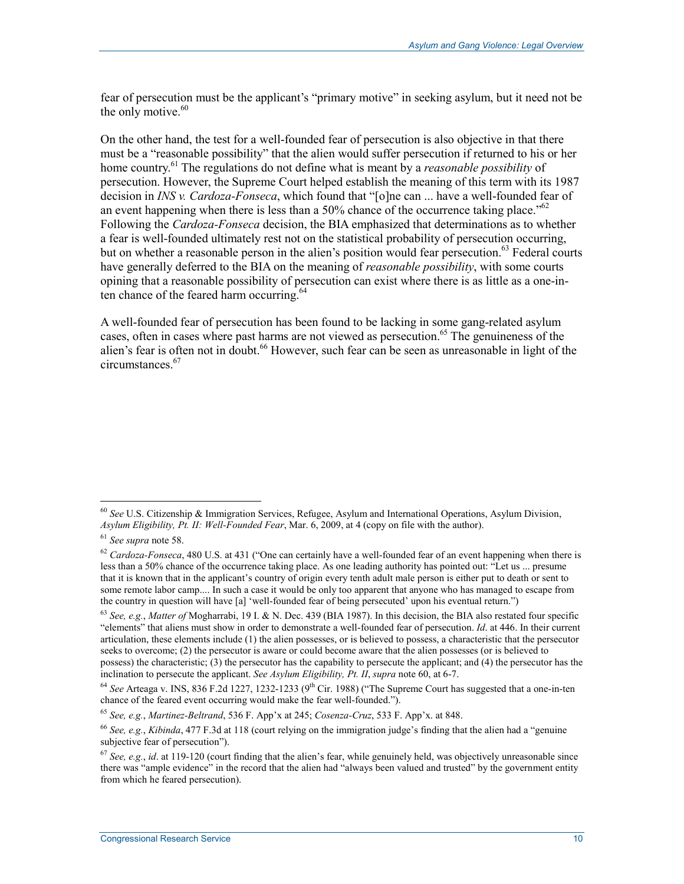fear of persecution must be the applicant's "primary motive" in seeking asylum, but it need not be the only motive.[60]

On the other hand, the test for a well-founded fear of persecution is also objective in that there must be a "reasonable possibility" that the alien would suffer persecution if returned to his or her home country.[61] The regulations do not define what is meant by a *reasonable possibility* of persecution. However, the Supreme Court helped establish the meaning of this term with its 1987 decision in *INS v. Cardoza-Fonseca*, which found that "[o]ne can ... have a well-founded fear of an event happening when there is less than a 50% chance of the occurrence taking place."[62] Following the *Cardoza-Fonseca* decision, the BIA emphasized that determinations as to whether a fear is well-founded ultimately rest not on the statistical probability of persecution occurring, but on whether a reasonable person in the alien's position would fear persecution.[63] Federal courts have generally deferred to the BIA on the meaning of *reasonable possibility*, with some courts opining that a reasonable possibility of persecution can exist where there is as little as a one-in-ten chance of the feared harm occurring.[64]

A well-founded fear of persecution has been found to be lacking in some gang-related asylum cases, often in cases where past harms are not viewed as persecution.[65] The genuineness of the alien's fear is often not in doubt.[66] However, such fear can be seen as unreasonable in light of the circumstances.[67]

---

[60] *See* U.S. Citizenship & Immigration Services, Refugee, Asylum and International Operations, Asylum Division, *Asylum Eligibility, Pt. II: Well-Founded Fear*, Mar. 6, 2009, at 4 (copy on file with the author).

[61] *See supra* note 58.

[62] *Cardoza-Fonseca*, 480 U.S. at 431 ("One can certainly have a well-founded fear of an event happening when there is less than a 50% chance of the occurrence taking place. As one leading authority has pointed out: "Let us ... presume that it is known that in the applicant's country of origin every tenth adult male person is either put to death or sent to some remote labor camp.... In such a case it would be only too apparent that anyone who has managed to escape from the country in question will have [a] 'well-founded fear of being persecuted' upon his eventual return.")

[63] *See, e.g.*, *Matter of* Mogharrabi, 19 I. & N. Dec. 439 (BIA 1987). In this decision, the BIA also restated four specific "elements" that aliens must show in order to demonstrate a well-founded fear of persecution. *Id*. at 446. In their current articulation, these elements include (1) the alien possesses, or is believed to possess, a characteristic that the persecutor seeks to overcome; (2) the persecutor is aware or could become aware that the alien possesses (or is believed to possess) the characteristic; (3) the persecutor has the capability to persecute the applicant; and (4) the persecutor has the inclination to persecute the applicant. *See Asylum Eligibility, Pt. II*, *supra* note 60, at 6-7.

[64] *See* Arteaga v. INS, 836 F.2d 1227, 1232-1233 (9th Cir. 1988) ("The Supreme Court has suggested that a one-in-ten chance of the feared event occurring would make the fear well-founded.").

[65] *See, e.g.*, *Martinez-Beltrand*, 536 F. App'x at 245; *Cosenza-Cruz*, 533 F. App'x. at 848.

[66] *See, e.g.*, *Kibinda*, 477 F.3d at 118 (court relying on the immigration judge's finding that the alien had a "genuine subjective fear of persecution").

[67] *See, e.g.*, *id*. at 119-120 (court finding that the alien's fear, while genuinely held, was objectively unreasonable since there was "ample evidence" in the record that the alien had "always been valued and trusted" by the government entity from which he feared persecution).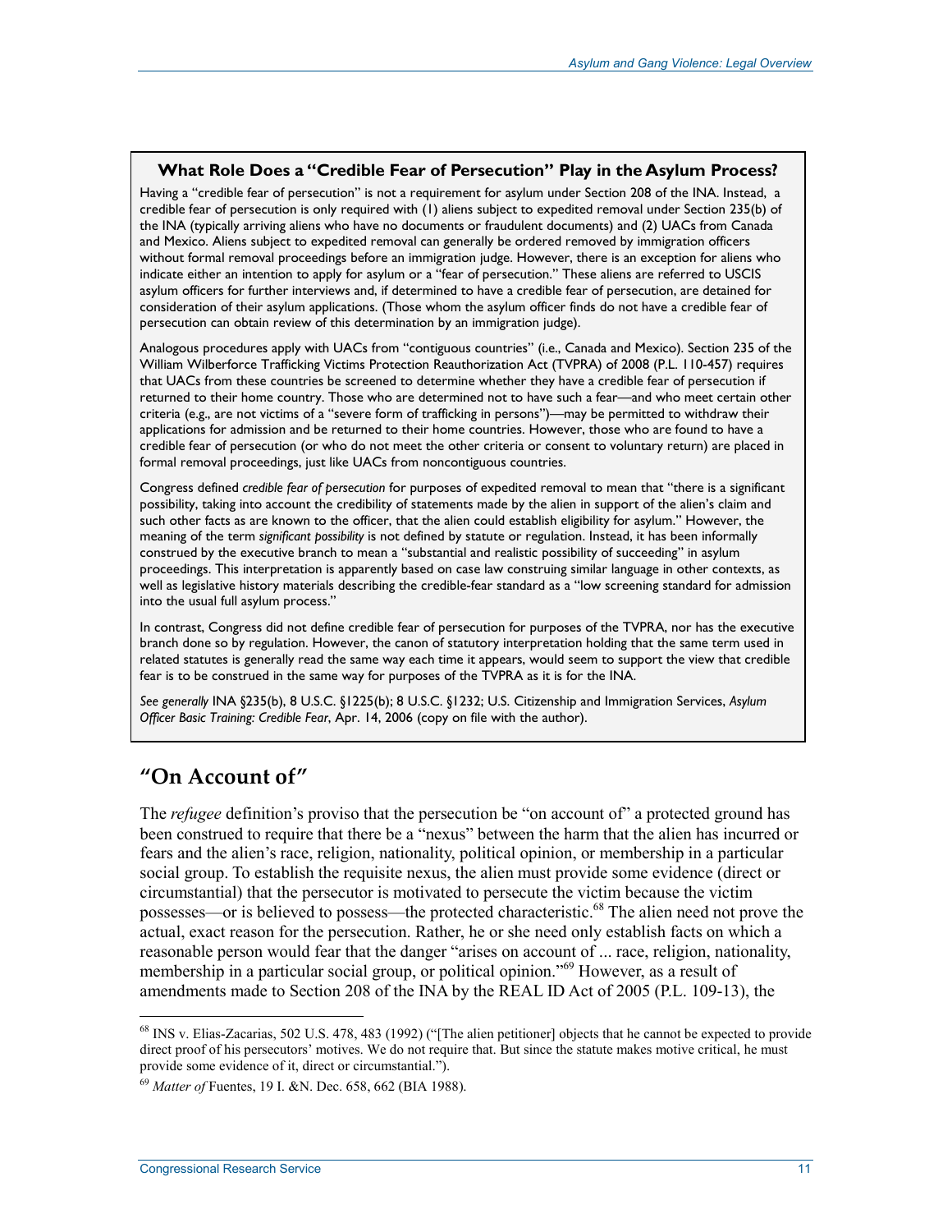**What Role Does a "Credible Fear of Persecution" Play in the Asylum Process?**

Having a "credible fear of persecution" is not a requirement for asylum under Section 208 of the INA. Instead, a credible fear of persecution is only required with (1) aliens subject to expedited removal under Section 235(b) of the INA (typically arriving aliens who have no documents or fraudulent documents) and (2) UACs from Canada and Mexico. Aliens subject to expedited removal can generally be ordered removed by immigration officers without formal removal proceedings before an immigration judge. However, there is an exception for aliens who indicate either an intention to apply for asylum or a "fear of persecution." These aliens are referred to USCIS asylum officers for further interviews and, if determined to have a credible fear of persecution, are detained for consideration of their asylum applications. (Those whom the asylum officer finds do not have a credible fear of persecution can obtain review of this determination by an immigration judge).

Analogous procedures apply with UACs from "contiguous countries" (i.e., Canada and Mexico). Section 235 of the William Wilberforce Trafficking Victims Protection Reauthorization Act (TVPRA) of 2008 (P.L. 110-457) requires that UACs from these countries be screened to determine whether they have a credible fear of persecution if returned to their home country. Those who are determined not to have such a fear—and who meet certain other criteria (e.g., are not victims of a "severe form of trafficking in persons")—may be permitted to withdraw their applications for admission and be returned to their home countries. However, those who are found to have a credible fear of persecution (or who do not meet the other criteria or consent to voluntary return) are placed in formal removal proceedings, just like UACs from noncontiguous countries.

Congress defined *credible fear of persecution* for purposes of expedited removal to mean that "there is a significant possibility, taking into account the credibility of statements made by the alien in support of the alien's claim and such other facts as are known to the officer, that the alien could establish eligibility for asylum." However, the meaning of the term *significant possibility* is not defined by statute or regulation. Instead, it has been informally construed by the executive branch to mean a "substantial and realistic possibility of succeeding" in asylum proceedings. This interpretation is apparently based on case law construing similar language in other contexts, as well as legislative history materials describing the credible-fear standard as a "low screening standard for admission into the usual full asylum process."

In contrast, Congress did not define credible fear of persecution for purposes of the TVPRA, nor has the executive branch done so by regulation. However, the canon of statutory interpretation holding that the same term used in related statutes is generally read the same way each time it appears, would seem to support the view that credible fear is to be construed in the same way for purposes of the TVPRA as it is for the INA.

*See generally* INA §235(b), 8 U.S.C. §1225(b); 8 U.S.C. §1232; U.S. Citizenship and Immigration Services, *Asylum Officer Basic Training: Credible Fear*, Apr. 14, 2006 (copy on file with the author).

## "On Account of"

The *refugee* definition's proviso that the persecution be "on account of" a protected ground has been construed to require that there be a "nexus" between the harm that the alien has incurred or fears and the alien's race, religion, nationality, political opinion, or membership in a particular social group. To establish the requisite nexus, the alien must provide some evidence (direct or circumstantial) that the persecutor is motivated to persecute the victim because the victim possesses—or is believed to possess—the protected characteristic.[68] The alien need not prove the actual, exact reason for the persecution. Rather, he or she need only establish facts on which a reasonable person would fear that the danger "arises on account of ... race, religion, nationality, membership in a particular social group, or political opinion."[69] However, as a result of amendments made to Section 208 of the INA by the REAL ID Act of 2005 (P.L. 109-13), the

---

[68] INS v. Elias-Zacarias, 502 U.S. 478, 483 (1992) ("[The alien petitioner] objects that he cannot be expected to provide direct proof of his persecutors' motives. We do not require that. But since the statute makes motive critical, he must provide some evidence of it, direct or circumstantial.").

[69] *Matter of* Fuentes, 19 I. &N. Dec. 658, 662 (BIA 1988).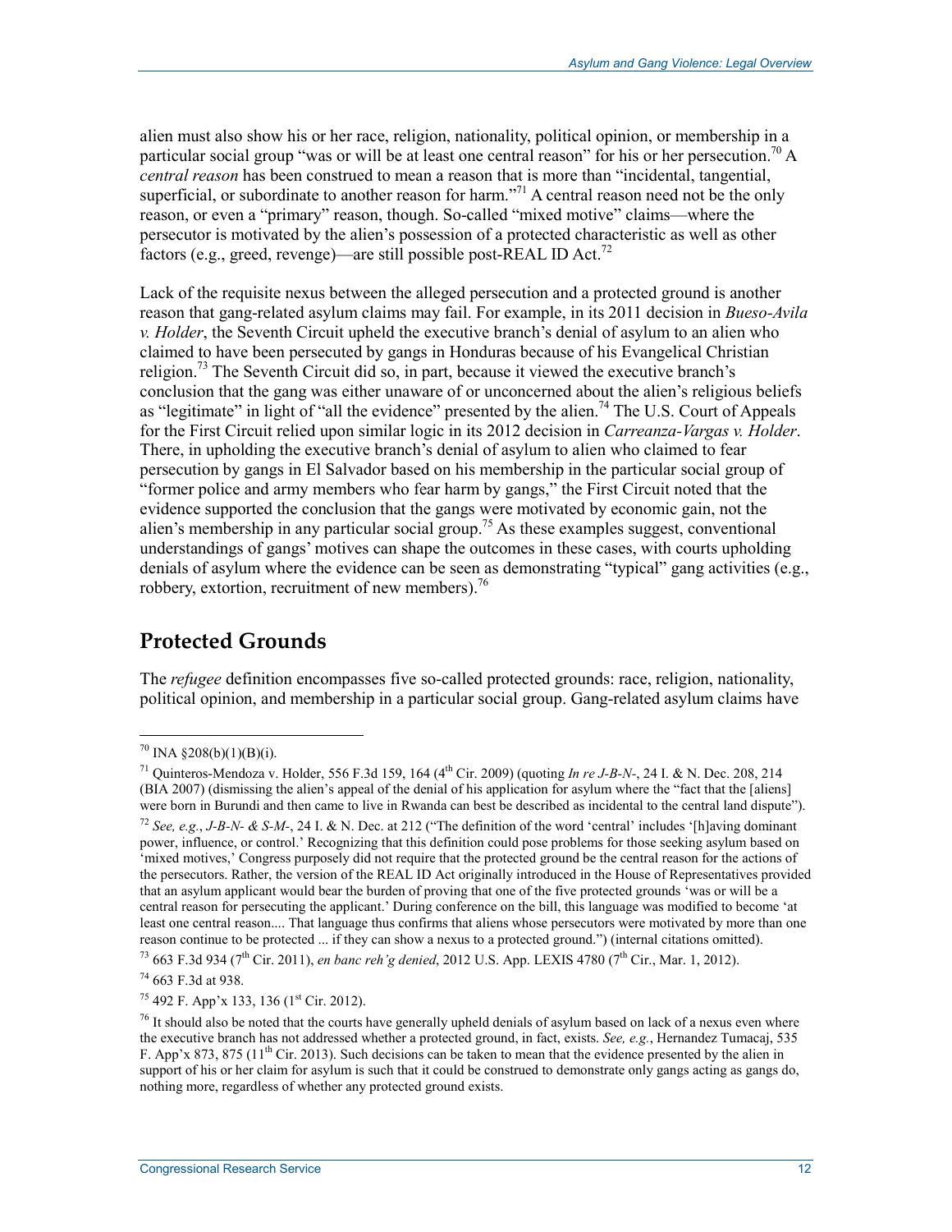alien must also show his or her race, religion, nationality, political opinion, or membership in a particular social group "was or will be at least one central reason" for his or her persecution.[70] A *central reason* has been construed to mean a reason that is more than "incidental, tangential, superficial, or subordinate to another reason for harm."[71] A central reason need not be the only reason, or even a "primary" reason, though. So-called "mixed motive" claims—where the persecutor is motivated by the alien's possession of a protected characteristic as well as other factors (e.g., greed, revenge)—are still possible post-REAL ID Act.[72]

Lack of the requisite nexus between the alleged persecution and a protected ground is another reason that gang-related asylum claims may fail. For example, in its 2011 decision in *Bueso-Avila v. Holder*, the Seventh Circuit upheld the executive branch's denial of asylum to an alien who claimed to have been persecuted by gangs in Honduras because of his Evangelical Christian religion.[73] The Seventh Circuit did so, in part, because it viewed the executive branch's conclusion that the gang was either unaware of or unconcerned about the alien's religious beliefs as "legitimate" in light of "all the evidence" presented by the alien.[74] The U.S. Court of Appeals for the First Circuit relied upon similar logic in its 2012 decision in *Carreanza-Vargas v. Holder*. There, in upholding the executive branch's denial of asylum to alien who claimed to fear persecution by gangs in El Salvador based on his membership in the particular social group of "former police and army members who fear harm by gangs," the First Circuit noted that the evidence supported the conclusion that the gangs were motivated by economic gain, not the alien's membership in any particular social group.[75] As these examples suggest, conventional understandings of gangs' motives can shape the outcomes in these cases, with courts upholding denials of asylum where the evidence can be seen as demonstrating "typical" gang activities (e.g., robbery, extortion, recruitment of new members).[76]

## Protected Grounds

The *refugee* definition encompasses five so-called protected grounds: race, religion, nationality, political opinion, and membership in a particular social group. Gang-related asylum claims have

---

[70] INA §208(b)(1)(B)(i).

[71] Quinteros-Mendoza v. Holder, 556 F.3d 159, 164 (4th Cir. 2009) (quoting *In re J-B-N-*, 24 I. & N. Dec. 208, 214 (BIA 2007) (dismissing the alien's appeal of the denial of his application for asylum where the "fact that the [aliens] were born in Burundi and then came to live in Rwanda can best be described as incidental to the central land dispute").

[72] *See, e.g.*, *J-B-N- & S-M-*, 24 I. & N. Dec. at 212 ("The definition of the word 'central' includes '[h]aving dominant power, influence, or control.' Recognizing that this definition could pose problems for those seeking asylum based on 'mixed motives,' Congress purposely did not require that the protected ground be the central reason for the actions of the persecutors. Rather, the version of the REAL ID Act originally introduced in the House of Representatives provided that an asylum applicant would bear the burden of proving that one of the five protected grounds 'was or will be a central reason for persecuting the applicant.' During conference on the bill, this language was modified to become 'at least one central reason.... That language thus confirms that aliens whose persecutors were motivated by more than one reason continue to be protected ... if they can show a nexus to a protected ground.") (internal citations omitted).

[73] 663 F.3d 934 (7th Cir. 2011), *en banc reh'g denied*, 2012 U.S. App. LEXIS 4780 (7th Cir., Mar. 1, 2012).

[74] 663 F.3d at 938.

[75] 492 F. App'x 133, 136 (1st Cir. 2012).

[76] It should also be noted that the courts have generally upheld denials of asylum based on lack of a nexus even where the executive branch has not addressed whether a protected ground, in fact, exists. *See, e.g.*, Hernandez Tumacaj, 535 F. App'x 873, 875 (11th Cir. 2013). Such decisions can be taken to mean that the evidence presented by the alien in support of his or her claim for asylum is such that it could be construed to demonstrate only gangs acting as gangs do, nothing more, regardless of whether any protected ground exists.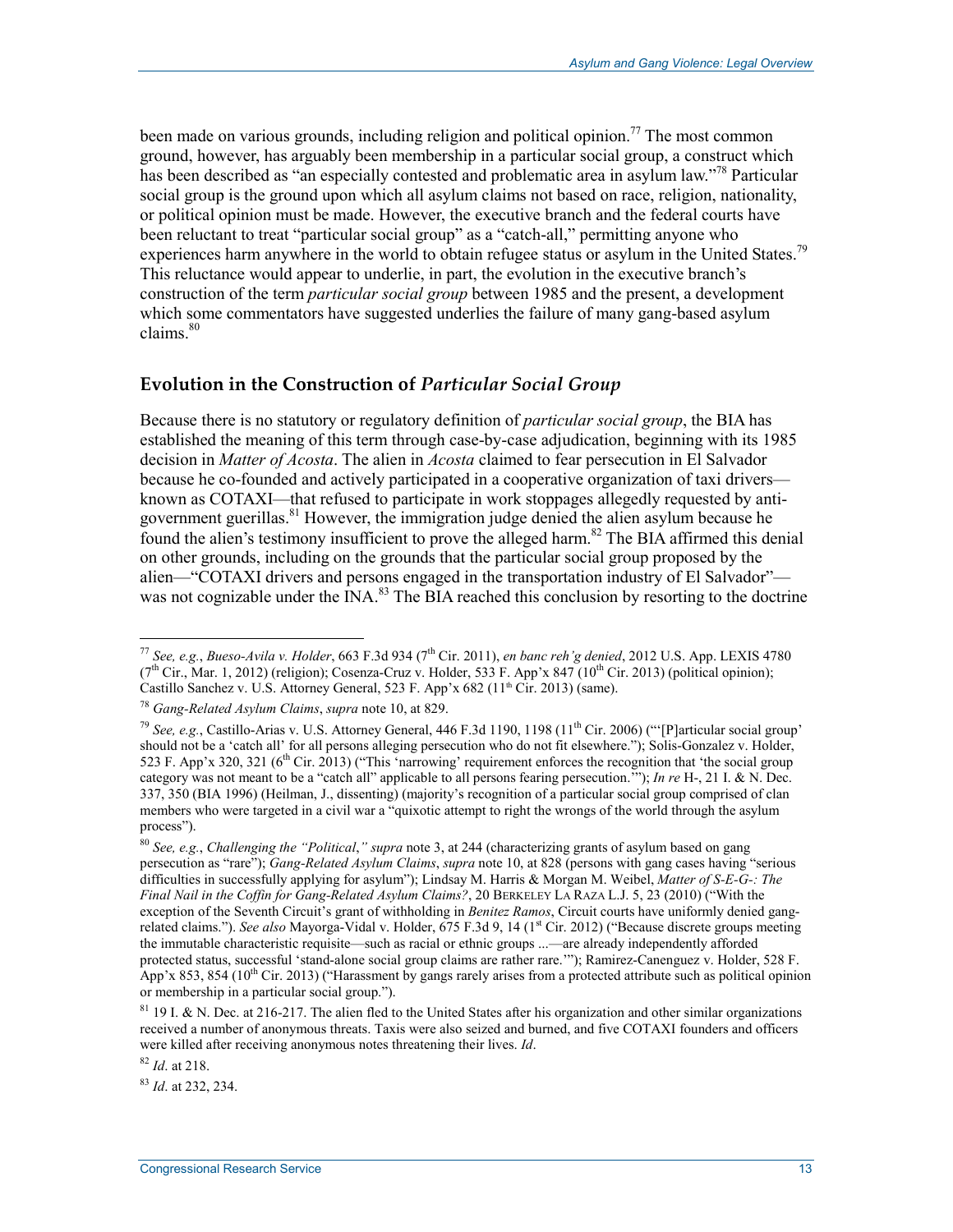been made on various grounds, including religion and political opinion.[77] The most common ground, however, has arguably been membership in a particular social group, a construct which has been described as "an especially contested and problematic area in asylum law."[78] Particular social group is the ground upon which all asylum claims not based on race, religion, nationality, or political opinion must be made. However, the executive branch and the federal courts have been reluctant to treat "particular social group" as a "catch-all," permitting anyone who experiences harm anywhere in the world to obtain refugee status or asylum in the United States.[79] This reluctance would appear to underlie, in part, the evolution in the executive branch's construction of the term *particular social group* between 1985 and the present, a development which some commentators have suggested underlies the failure of many gang-based asylum claims.[80]

## Evolution in the Construction of *Particular Social Group*

Because there is no statutory or regulatory definition of *particular social group*, the BIA has established the meaning of this term through case-by-case adjudication, beginning with its 1985 decision in *Matter of Acosta*. The alien in *Acosta* claimed to fear persecution in El Salvador because he co-founded and actively participated in a cooperative organization of taxi drivers—known as COTAXI—that refused to participate in work stoppages allegedly requested by anti-government guerillas.[81] However, the immigration judge denied the alien asylum because he found the alien's testimony insufficient to prove the alleged harm.[82] The BIA affirmed this denial on other grounds, including on the grounds that the particular social group proposed by the alien—"COTAXI drivers and persons engaged in the transportation industry of El Salvador"—was not cognizable under the INA.[83] The BIA reached this conclusion by resorting to the doctrine

---

[77] *See, e.g.*, *Bueso-Avila v. Holder*, 663 F.3d 934 (7th Cir. 2011), *en banc reh'g denied*, 2012 U.S. App. LEXIS 4780 (7th Cir., Mar. 1, 2012) (religion); Cosenza-Cruz v. Holder, 533 F. App'x 847 (10th Cir. 2013) (political opinion); Castillo Sanchez v. U.S. Attorney General, 523 F. App'x 682 (11th Cir. 2013) (same).

[78] *Gang-Related Asylum Claims*, *supra* note 10, at 829.

[79] *See, e.g.*, Castillo-Arias v. U.S. Attorney General, 446 F.3d 1190, 1198 (11th Cir. 2006) ("'[P]articular social group' should not be a 'catch all' for all persons alleging persecution who do not fit elsewhere."); Solis-Gonzalez v. Holder, 523 F. App'x 320, 321 (6th Cir. 2013) ("This 'narrowing' requirement enforces the recognition that 'the social group category was not meant to be a "catch all" applicable to all persons fearing persecution.'"); *In re* H-, 21 I. & N. Dec. 337, 350 (BIA 1996) (Heilman, J., dissenting) (majority's recognition of a particular social group comprised of clan members who were targeted in a civil war a "quixotic attempt to right the wrongs of the world through the asylum process").

[80] *See, e.g.*, *Challenging the "Political," supra* note 3, at 244 (characterizing grants of asylum based on gang persecution as "rare"); *Gang-Related Asylum Claims*, *supra* note 10, at 828 (persons with gang cases having "serious difficulties in successfully applying for asylum"); Lindsay M. Harris & Morgan M. Weibel, *Matter of S-E-G-: The Final Nail in the Coffin for Gang-Related Asylum Claims?*, 20 BERKELEY LA RAZA L.J. 5, 23 (2010) ("With the exception of the Seventh Circuit's grant of withholding in *Benitez Ramos*, Circuit courts have uniformly denied gang-related claims."). *See also* Mayorga-Vidal v. Holder, 675 F.3d 9, 14 (1st Cir. 2012) ("Because discrete groups meeting the immutable characteristic requisite—such as racial or ethnic groups ...—are already independently afforded protected status, successful 'stand-alone social group claims are rather rare.'"); Ramirez-Canenguez v. Holder, 528 F. App'x 853, 854 (10th Cir. 2013) ("Harassment by gangs rarely arises from a protected attribute such as political opinion or membership in a particular social group.").

[81] 19 I. & N. Dec. at 216-217. The alien fled to the United States after his organization and other similar organizations received a number of anonymous threats. Taxis were also seized and burned, and five COTAXI founders and officers were killed after receiving anonymous notes threatening their lives. *Id*.

[82] *Id*. at 218.

[83] *Id*. at 232, 234.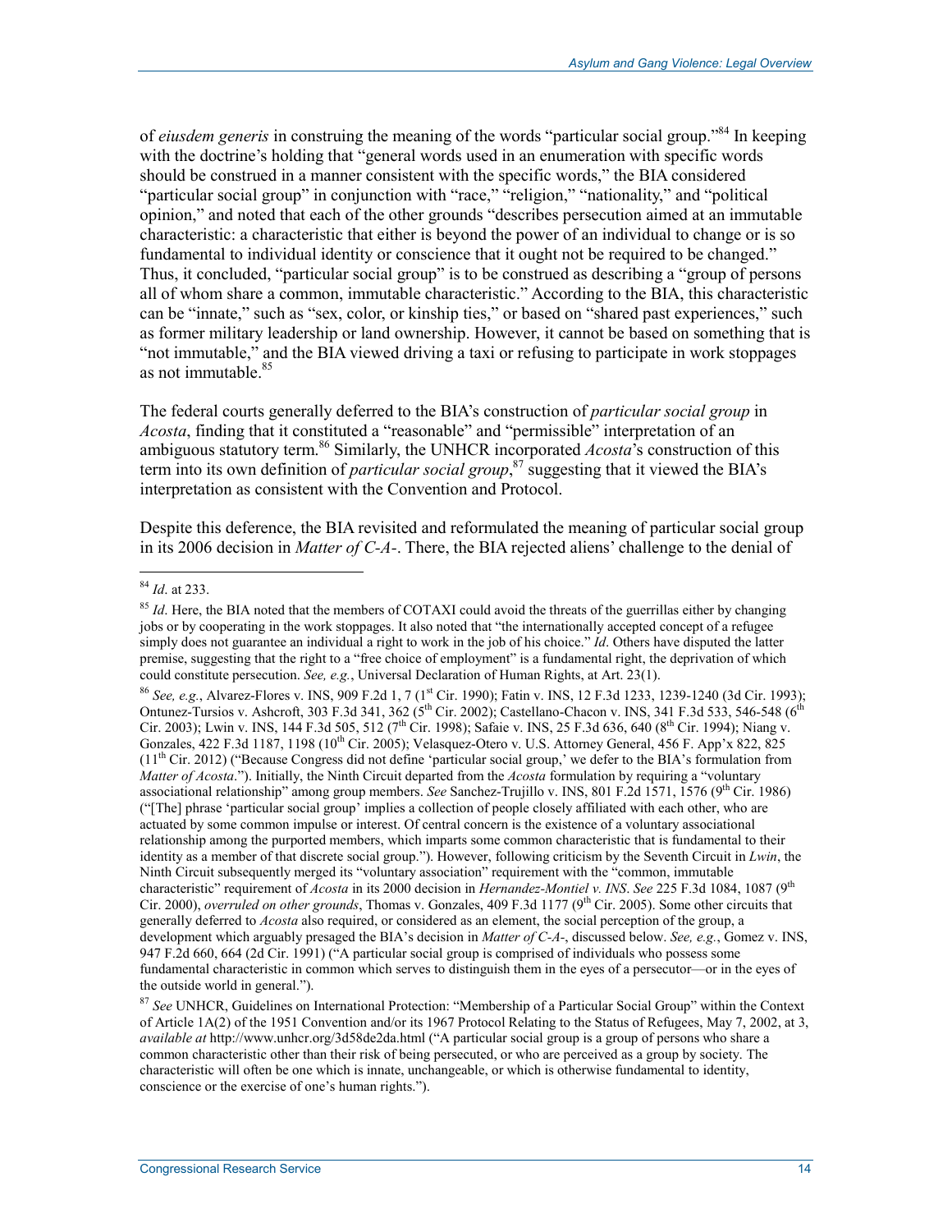of *eiusdem generis* in construing the meaning of the words "particular social group."[84] In keeping with the doctrine's holding that "general words used in an enumeration with specific words should be construed in a manner consistent with the specific words," the BIA considered "particular social group" in conjunction with "race," "religion," "nationality," and "political opinion," and noted that each of the other grounds "describes persecution aimed at an immutable characteristic: a characteristic that either is beyond the power of an individual to change or is so fundamental to individual identity or conscience that it ought not be required to be changed." Thus, it concluded, "particular social group" is to be construed as describing a "group of persons all of whom share a common, immutable characteristic." According to the BIA, this characteristic can be "innate," such as "sex, color, or kinship ties," or based on "shared past experiences," such as former military leadership or land ownership. However, it cannot be based on something that is "not immutable," and the BIA viewed driving a taxi or refusing to participate in work stoppages as not immutable.[85]

The federal courts generally deferred to the BIA's construction of *particular social group* in *Acosta*, finding that it constituted a "reasonable" and "permissible" interpretation of an ambiguous statutory term.[86] Similarly, the UNHCR incorporated *Acosta*'s construction of this term into its own definition of *particular social group*,[87] suggesting that it viewed the BIA's interpretation as consistent with the Convention and Protocol.

Despite this deference, the BIA revisited and reformulated the meaning of particular social group in its 2006 decision in *Matter of C-A-*. There, the BIA rejected aliens' challenge to the denial of

---

[84] *Id*. at 233.

[85] *Id*. Here, the BIA noted that the members of COTAXI could avoid the threats of the guerrillas either by changing jobs or by cooperating in the work stoppages. It also noted that "the internationally accepted concept of a refugee simply does not guarantee an individual a right to work in the job of his choice." *Id*. Others have disputed the latter premise, suggesting that the right to a "free choice of employment" is a fundamental right, the deprivation of which could constitute persecution. *See, e.g.*, Universal Declaration of Human Rights, at Art. 23(1).

[86] *See, e.g.*, Alvarez-Flores v. INS, 909 F.2d 1, 7 (1st Cir. 1990); Fatin v. INS, 12 F.3d 1233, 1239-1240 (3d Cir. 1993); Ontunez-Tursios v. Ashcroft, 303 F.3d 341, 362 (5th Cir. 2002); Castellano-Chacon v. INS, 341 F.3d 533, 546-548 (6th Cir. 2003); Lwin v. INS, 144 F.3d 505, 512 (7th Cir. 1998); Safaie v. INS, 25 F.3d 636, 640 (8th Cir. 1994); Niang v. Gonzales, 422 F.3d 1187, 1198 (10th Cir. 2005); Velasquez-Otero v. U.S. Attorney General, 456 F. App'x 822, 825 (11th Cir. 2012) ("Because Congress did not define 'particular social group,' we defer to the BIA's formulation from *Matter of Acosta*."). Initially, the Ninth Circuit departed from the *Acosta* formulation by requiring a "voluntary associational relationship" among group members. *See* Sanchez-Trujillo v. INS, 801 F.2d 1571, 1576 (9th Cir. 1986) ("[The] phrase 'particular social group' implies a collection of people closely affiliated with each other, who are actuated by some common impulse or interest. Of central concern is the existence of a voluntary associational relationship among the purported members, which imparts some common characteristic that is fundamental to their identity as a member of that discrete social group."). However, following criticism by the Seventh Circuit in *Lwin*, the Ninth Circuit subsequently merged its "voluntary association" requirement with the "common, immutable characteristic" requirement of *Acosta* in its 2000 decision in *Hernandez-Montiel v. INS*. *See* 225 F.3d 1084, 1087 (9th Cir. 2000), *overruled on other grounds*, Thomas v. Gonzales, 409 F.3d 1177 (9th Cir. 2005). Some other circuits that generally deferred to *Acosta* also required, or considered as an element, the social perception of the group, a development which arguably presaged the BIA's decision in *Matter of C-A-*, discussed below. *See, e.g.*, Gomez v. INS, 947 F.2d 660, 664 (2d Cir. 1991) ("A particular social group is comprised of individuals who possess some fundamental characteristic in common which serves to distinguish them in the eyes of a persecutor—or in the eyes of the outside world in general.").

[87] *See* UNHCR, Guidelines on International Protection: "Membership of a Particular Social Group" within the Context of Article 1A(2) of the 1951 Convention and/or its 1967 Protocol Relating to the Status of Refugees, May 7, 2002, at 3, *available at* http://www.unhcr.org/3d58de2da.html ("A particular social group is a group of persons who share a common characteristic other than their risk of being persecuted, or who are perceived as a group by society. The characteristic will often be one which is innate, unchangeable, or which is otherwise fundamental to identity, conscience or the exercise of one's human rights.").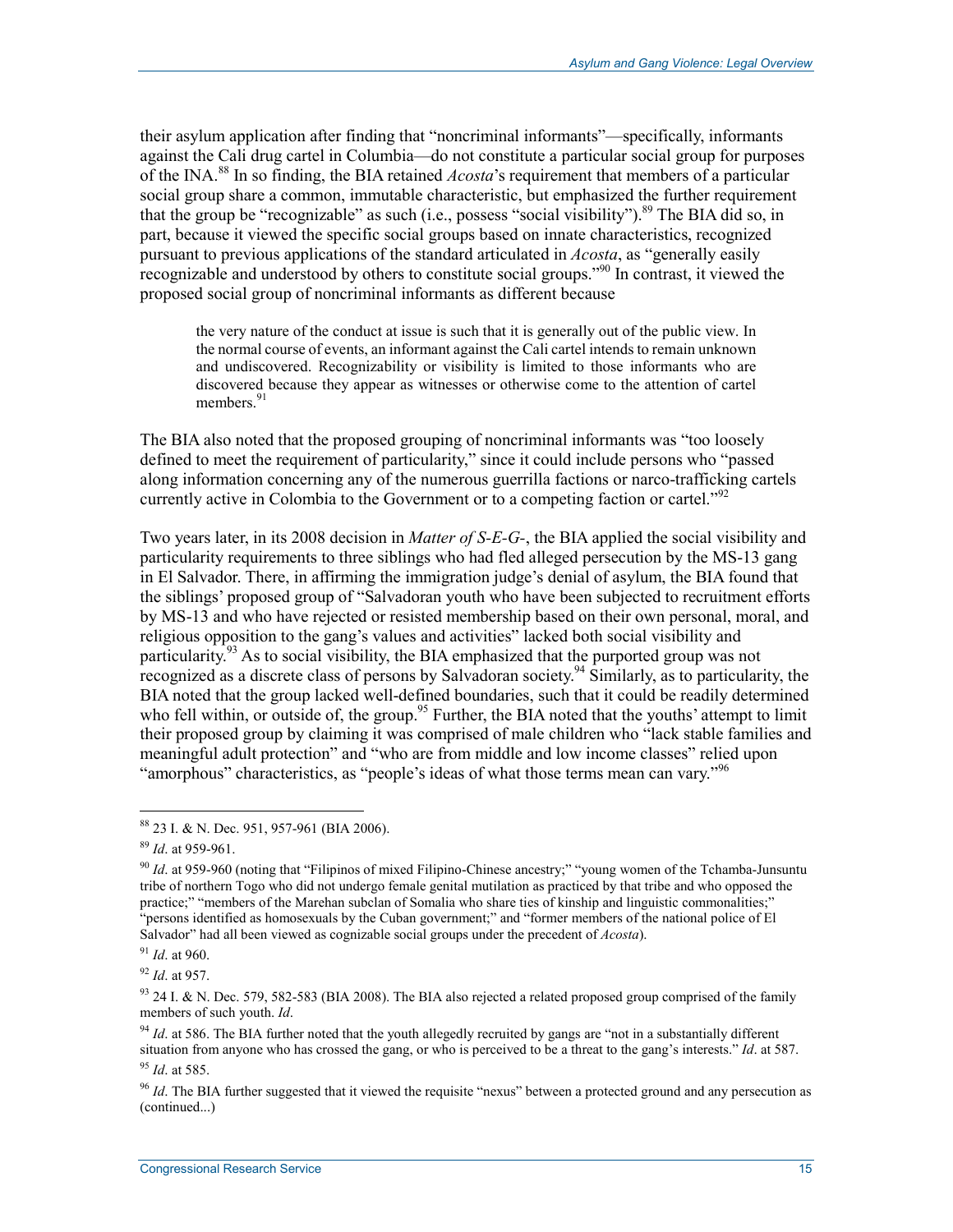their asylum application after finding that "noncriminal informants"—specifically, informants against the Cali drug cartel in Columbia—do not constitute a particular social group for purposes of the INA.[88] In so finding, the BIA retained *Acosta*'s requirement that members of a particular social group share a common, immutable characteristic, but emphasized the further requirement that the group be "recognizable" as such (i.e., possess "social visibility").[89] The BIA did so, in part, because it viewed the specific social groups based on innate characteristics, recognized pursuant to previous applications of the standard articulated in *Acosta*, as "generally easily recognizable and understood by others to constitute social groups."[90] In contrast, it viewed the proposed social group of noncriminal informants as different because

> the very nature of the conduct at issue is such that it is generally out of the public view. In the normal course of events, an informant against the Cali cartel intends to remain unknown and undiscovered. Recognizability or visibility is limited to those informants who are discovered because they appear as witnesses or otherwise come to the attention of cartel members.[91]

The BIA also noted that the proposed grouping of noncriminal informants was "too loosely defined to meet the requirement of particularity," since it could include persons who "passed along information concerning any of the numerous guerrilla factions or narco-trafficking cartels currently active in Colombia to the Government or to a competing faction or cartel."[92]

Two years later, in its 2008 decision in *Matter of S-E-G-*, the BIA applied the social visibility and particularity requirements to three siblings who had fled alleged persecution by the MS-13 gang in El Salvador. There, in affirming the immigration judge's denial of asylum, the BIA found that the siblings' proposed group of "Salvadoran youth who have been subjected to recruitment efforts by MS-13 and who have rejected or resisted membership based on their own personal, moral, and religious opposition to the gang's values and activities" lacked both social visibility and particularity.[93] As to social visibility, the BIA emphasized that the purported group was not recognized as a discrete class of persons by Salvadoran society.[94] Similarly, as to particularity, the BIA noted that the group lacked well-defined boundaries, such that it could be readily determined who fell within, or outside of, the group.[95] Further, the BIA noted that the youths' attempt to limit their proposed group by claiming it was comprised of male children who "lack stable families and meaningful adult protection" and "who are from middle and low income classes" relied upon "amorphous" characteristics, as "people's ideas of what those terms mean can vary."[96]

---

[88] 23 I. & N. Dec. 951, 957-961 (BIA 2006).

[89] *Id*. at 959-961.

[90] *Id*. at 959-960 (noting that "Filipinos of mixed Filipino-Chinese ancestry;" "young women of the Tchamba-Junsuntu tribe of northern Togo who did not undergo female genital mutilation as practiced by that tribe and who opposed the practice;" "members of the Marehan subclan of Somalia who share ties of kinship and linguistic commonalities;" "persons identified as homosexuals by the Cuban government;" and "former members of the national police of El Salvador" had all been viewed as cognizable social groups under the precedent of *Acosta*).

[91] *Id*. at 960.

[92] *Id*. at 957.

[93] 24 I. & N. Dec. 579, 582-583 (BIA 2008). The BIA also rejected a related proposed group comprised of the family members of such youth. *Id*.

[94] *Id*. at 586. The BIA further noted that the youth allegedly recruited by gangs are "not in a substantially different situation from anyone who has crossed the gang, or who is perceived to be a threat to the gang's interests." *Id*. at 587.

[95] *Id*. at 585.

[96] *Id*. The BIA further suggested that it viewed the requisite "nexus" between a protected ground and any persecution as (continued...)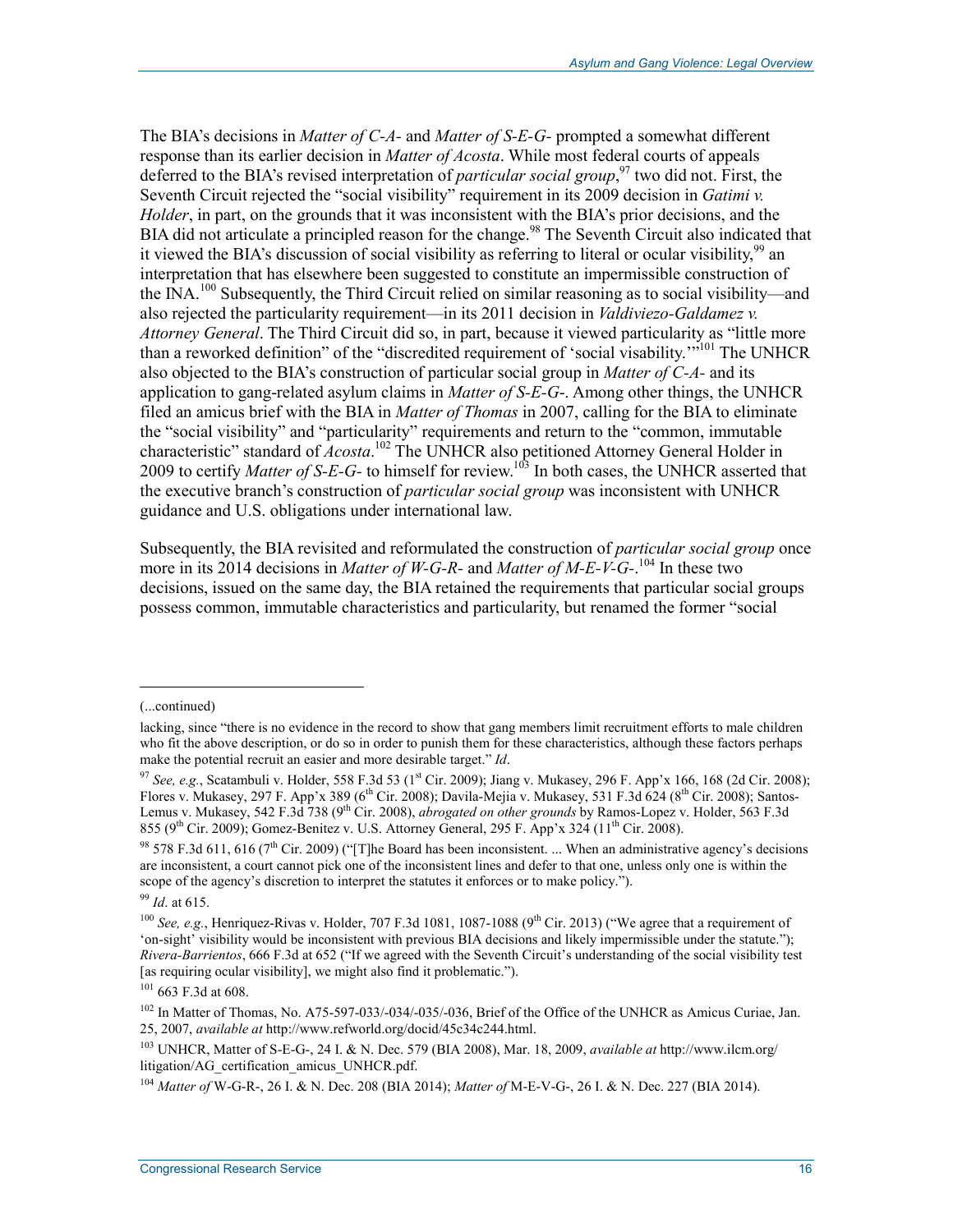The BIA's decisions in *Matter of C-A-* and *Matter of S-E-G-* prompted a somewhat different response than its earlier decision in *Matter of Acosta*. While most federal courts of appeals deferred to the BIA's revised interpretation of *particular social group*,[97] two did not. First, the Seventh Circuit rejected the "social visibility" requirement in its 2009 decision in *Gatimi v. Holder*, in part, on the grounds that it was inconsistent with the BIA's prior decisions, and the BIA did not articulate a principled reason for the change.[98] The Seventh Circuit also indicated that it viewed the BIA's discussion of social visibility as referring to literal or ocular visibility,[99] an interpretation that has elsewhere been suggested to constitute an impermissible construction of the INA.[100] Subsequently, the Third Circuit relied on similar reasoning as to social visibility—and also rejected the particularity requirement—in its 2011 decision in *Valdiviezo-Galdamez v. Attorney General*. The Third Circuit did so, in part, because it viewed particularity as "little more than a reworked definition" of the "discredited requirement of 'social visability.'"[101] The UNHCR also objected to the BIA's construction of particular social group in *Matter of C-A-* and its application to gang-related asylum claims in *Matter of S-E-G-*. Among other things, the UNHCR filed an amicus brief with the BIA in *Matter of Thomas* in 2007, calling for the BIA to eliminate the "social visibility" and "particularity" requirements and return to the "common, immutable characteristic" standard of *Acosta*.[102] The UNHCR also petitioned Attorney General Holder in 2009 to certify *Matter of S-E-G-* to himself for review.[103] In both cases, the UNHCR asserted that the executive branch's construction of *particular social group* was inconsistent with UNHCR guidance and U.S. obligations under international law.

Subsequently, the BIA revisited and reformulated the construction of *particular social group* once more in its 2014 decisions in *Matter of W-G-R-* and *Matter of M-E-V-G-*.[104] In these two decisions, issued on the same day, the BIA retained the requirements that particular social groups possess common, immutable characteristics and particularity, but renamed the former "social

---

(...continued)

lacking, since "there is no evidence in the record to show that gang members limit recruitment efforts to male children who fit the above description, or do so in order to punish them for these characteristics, although these factors perhaps make the potential recruit an easier and more desirable target." *Id*.

[97] *See, e.g.*, Scatambuli v. Holder, 558 F.3d 53 (1st Cir. 2009); Jiang v. Mukasey, 296 F. App'x 166, 168 (2d Cir. 2008); Flores v. Mukasey, 297 F. App'x 389 (6th Cir. 2008); Davila-Mejia v. Mukasey, 531 F.3d 624 (8th Cir. 2008); Santos-Lemus v. Mukasey, 542 F.3d 738 (9th Cir. 2008), *abrogated on other grounds* by Ramos-Lopez v. Holder, 563 F.3d 855 (9th Cir. 2009); Gomez-Benitez v. U.S. Attorney General, 295 F. App'x 324 (11th Cir. 2008).

[98] 578 F.3d 611, 616 (7th Cir. 2009) ("[T]he Board has been inconsistent. ... When an administrative agency's decisions are inconsistent, a court cannot pick one of the inconsistent lines and defer to that one, unless only one is within the scope of the agency's discretion to interpret the statutes it enforces or to make policy.").

[99] *Id*. at 615.

[100] *See, e.g.*, Henriquez-Rivas v. Holder, 707 F.3d 1081, 1087-1088 (9th Cir. 2013) ("We agree that a requirement of 'on-sight' visibility would be inconsistent with previous BIA decisions and likely impermissible under the statute."); *Rivera-Barrientos*, 666 F.3d at 652 ("If we agreed with the Seventh Circuit's understanding of the social visibility test [as requiring ocular visibility], we might also find it problematic.").

[101] 663 F.3d at 608.

[102] In Matter of Thomas, No. A75-597-033/-034/-035/-036, Brief of the Office of the UNHCR as Amicus Curiae, Jan. 25, 2007, *available at* http://www.refworld.org/docid/45c34c244.html.

[103] UNHCR, Matter of S-E-G-, 24 I. & N. Dec. 579 (BIA 2008), Mar. 18, 2009, *available at* http://www.ilcm.org/litigation/AG_certification_amicus_UNHCR.pdf.

[104] *Matter of* W-G-R-, 26 I. & N. Dec. 208 (BIA 2014); *Matter of* M-E-V-G-, 26 I. & N. Dec. 227 (BIA 2014).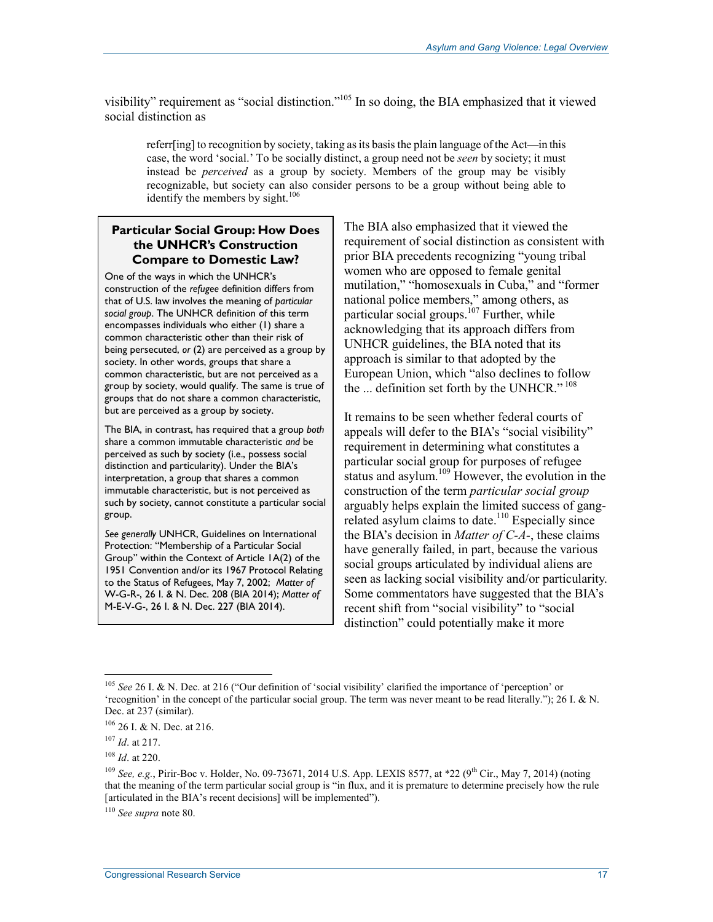visibility" requirement as "social distinction."[105] In so doing, the BIA emphasized that it viewed social distinction as

> referr[ing] to recognition by society, taking as its basis the plain language of the Act—in this case, the word 'social.' To be socially distinct, a group need not be *seen* by society; it must instead be *perceived* as a group by society. Members of the group may be visibly recognizable, but society can also consider persons to be a group without being able to identify the members by sight.[106]

The BIA also emphasized that it viewed the requirement of social distinction as consistent with prior BIA precedents recognizing "young tribal women who are opposed to female genital mutilation," "homosexuals in Cuba," and "former national police members," among others, as particular social groups.[107] Further, while acknowledging that its approach differs from UNHCR guidelines, the BIA noted that its approach is similar to that adopted by the European Union, which "also declines to follow the ... definition set forth by the UNHCR."[108]

It remains to be seen whether federal courts of appeals will defer to the BIA's "social visibility" requirement in determining what constitutes a particular social group for purposes of refugee status and asylum.[109] However, the evolution in the construction of the term *particular social group* arguably helps explain the limited success of gang-related asylum claims to date.[110] Especially since the BIA's decision in *Matter of C-A-*, these claims have generally failed, in part, because the various social groups articulated by individual aliens are seen as lacking social visibility and/or particularity. Some commentators have suggested that the BIA's recent shift from "social visibility" to "social distinction" could potentially make it more

> **Particular Social Group: How Does the UNHCR's Construction Compare to Domestic Law?**
>
> One of the ways in which the UNHCR's construction of the *refugee* definition differs from that of U.S. law involves the meaning of *particular social group*. The UNHCR definition of this term encompasses individuals who either (1) share a common characteristic other than their risk of being persecuted, *or* (2) are perceived as a group by society. In other words, groups that share a common characteristic, but are not perceived as a group by society, would qualify. The same is true of groups that do not share a common characteristic, but are perceived as a group by society.
>
> The BIA, in contrast, has required that a group *both* share a common immutable characteristic *and* be perceived as such by society (i.e., possess social distinction and particularity). Under the BIA's interpretation, a group that shares a common immutable characteristic, but is not perceived as such by society, cannot constitute a particular social group.
>
> *See generally* UNHCR, Guidelines on International Protection: "Membership of a Particular Social Group" within the Context of Article 1A(2) of the 1951 Convention and/or its 1967 Protocol Relating to the Status of Refugees, May 7, 2002; *Matter of* W-G-R-, 26 I. & N. Dec. 208 (BIA 2014); *Matter of* M-E-V-G-, 26 I. & N. Dec. 227 (BIA 2014).

---

[105] *See* 26 I. & N. Dec. at 216 ("Our definition of 'social visibility' clarified the importance of 'perception' or 'recognition' in the concept of the particular social group. The term was never meant to be read literally."); 26 I. & N. Dec. at 237 (similar).

[106] 26 I. & N. Dec. at 216.

[107] *Id*. at 217.

[108] *Id*. at 220.

[109] *See, e.g.*, Pirir-Boc v. Holder, No. 09-73671, 2014 U.S. App. LEXIS 8577, at *22 (9th Cir., May 7, 2014) (noting that the meaning of the term particular social group is "in flux, and it is premature to determine precisely how the rule [articulated in the BIA's recent decisions] will be implemented").

[110] *See supra* note 80.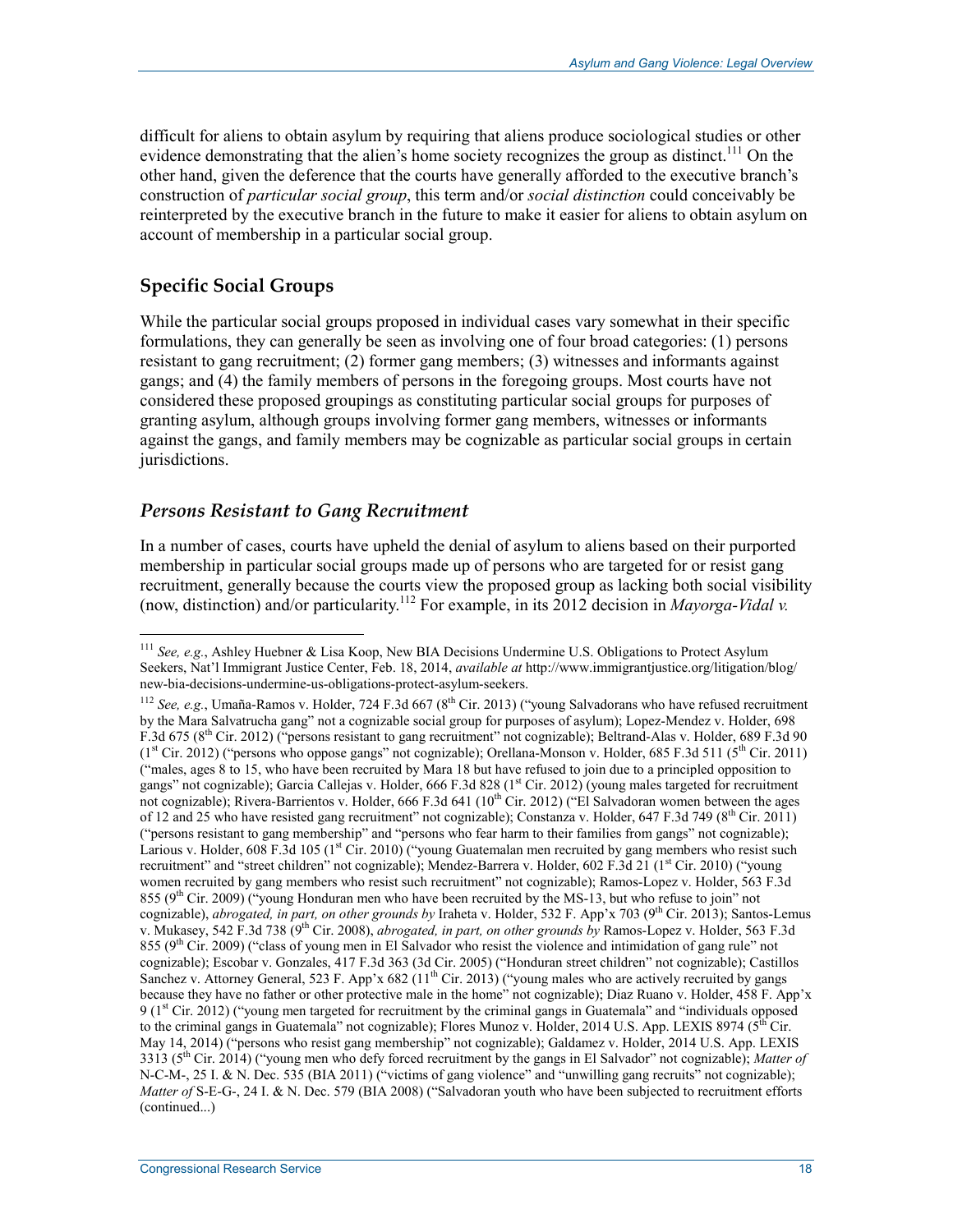difficult for aliens to obtain asylum by requiring that aliens produce sociological studies or other evidence demonstrating that the alien's home society recognizes the group as distinct.[111] On the other hand, given the deference that the courts have generally afforded to the executive branch's construction of *particular social group*, this term and/or *social distinction* could conceivably be reinterpreted by the executive branch in the future to make it easier for aliens to obtain asylum on account of membership in a particular social group.

## Specific Social Groups

While the particular social groups proposed in individual cases vary somewhat in their specific formulations, they can generally be seen as involving one of four broad categories: (1) persons resistant to gang recruitment; (2) former gang members; (3) witnesses and informants against gangs; and (4) the family members of persons in the foregoing groups. Most courts have not considered these proposed groupings as constituting particular social groups for purposes of granting asylum, although groups involving former gang members, witnesses or informants against the gangs, and family members may be cognizable as particular social groups in certain jurisdictions.

### *Persons Resistant to Gang Recruitment*

In a number of cases, courts have upheld the denial of asylum to aliens based on their purported membership in particular social groups made up of persons who are targeted for or resist gang recruitment, generally because the courts view the proposed group as lacking both social visibility (now, distinction) and/or particularity.[112] For example, in its 2012 decision in *Mayorga-Vidal v.*

---

[111] *See, e.g.*, Ashley Huebner & Lisa Koop, New BIA Decisions Undermine U.S. Obligations to Protect Asylum Seekers, Nat'l Immigrant Justice Center, Feb. 18, 2014, *available at* http://www.immigrantjustice.org/litigation/blog/new-bia-decisions-undermine-us-obligations-protect-asylum-seekers.

[112] *See, e.g.*, Umaña-Ramos v. Holder, 724 F.3d 667 (8th Cir. 2013) ("young Salvadorans who have refused recruitment by the Mara Salvatrucha gang" not a cognizable social group for purposes of asylum); Lopez-Mendez v. Holder, 698 F.3d 675 (8th Cir. 2012) ("persons resistant to gang recruitment" not cognizable); Beltrand-Alas v. Holder, 689 F.3d 90 (1st Cir. 2012) ("persons who oppose gangs" not cognizable); Orellana-Monson v. Holder, 685 F.3d 511 (5th Cir. 2011) ("males, ages 8 to 15, who have been recruited by Mara 18 but have refused to join due to a principled opposition to gangs" not cognizable); Garcia Callejas v. Holder, 666 F.3d 828 (1st Cir. 2012) (young males targeted for recruitment not cognizable); Rivera-Barrientos v. Holder, 666 F.3d 641 (10th Cir. 2012) ("El Salvadoran women between the ages of 12 and 25 who have resisted gang recruitment" not cognizable); Constanza v. Holder, 647 F.3d 749 (8th Cir. 2011) ("persons resistant to gang membership" and "persons who fear harm to their families from gangs" not cognizable); Larious v. Holder, 608 F.3d 105 (1st Cir. 2010) ("young Guatemalan men recruited by gang members who resist such recruitment" and "street children" not cognizable); Mendez-Barrera v. Holder, 602 F.3d 21 (1st Cir. 2010) ("young women recruited by gang members who resist such recruitment" not cognizable); Ramos-Lopez v. Holder, 563 F.3d 855 (9th Cir. 2009) ("young Honduran men who have been recruited by the MS-13, but who refuse to join" not cognizable), *abrogated, in part, on other grounds by* Iraheta v. Holder, 532 F. App'x 703 (9th Cir. 2013); Santos-Lemus v. Mukasey, 542 F.3d 738 (9th Cir. 2008), *abrogated, in part, on other grounds by* Ramos-Lopez v. Holder, 563 F.3d 855 (9th Cir. 2009) ("class of young men in El Salvador who resist the violence and intimidation of gang rule" not cognizable); Escobar v. Gonzales, 417 F.3d 363 (3d Cir. 2005) ("Honduran street children" not cognizable); Castillos Sanchez v. Attorney General, 523 F. App'x 682 (11th Cir. 2013) ("young males who are actively recruited by gangs because they have no father or other protective male in the home" not cognizable); Diaz Ruano v. Holder, 458 F. App'x 9 (1st Cir. 2012) ("young men targeted for recruitment by the criminal gangs in Guatemala" and "individuals opposed to the criminal gangs in Guatemala" not cognizable); Flores Munoz v. Holder, 2014 U.S. App. LEXIS 8974 (5th Cir. May 14, 2014) ("persons who resist gang membership" not cognizable); Galdamez v. Holder, 2014 U.S. App. LEXIS 3313 (5th Cir. 2014) ("young men who defy forced recruitment by the gangs in El Salvador" not cognizable); *Matter of* N-C-M-, 25 I. & N. Dec. 535 (BIA 2011) ("victims of gang violence" and "unwilling gang recruits" not cognizable); *Matter of* S-E-G-, 24 I. & N. Dec. 579 (BIA 2008) ("Salvadoran youth who have been subjected to recruitment efforts (continued...)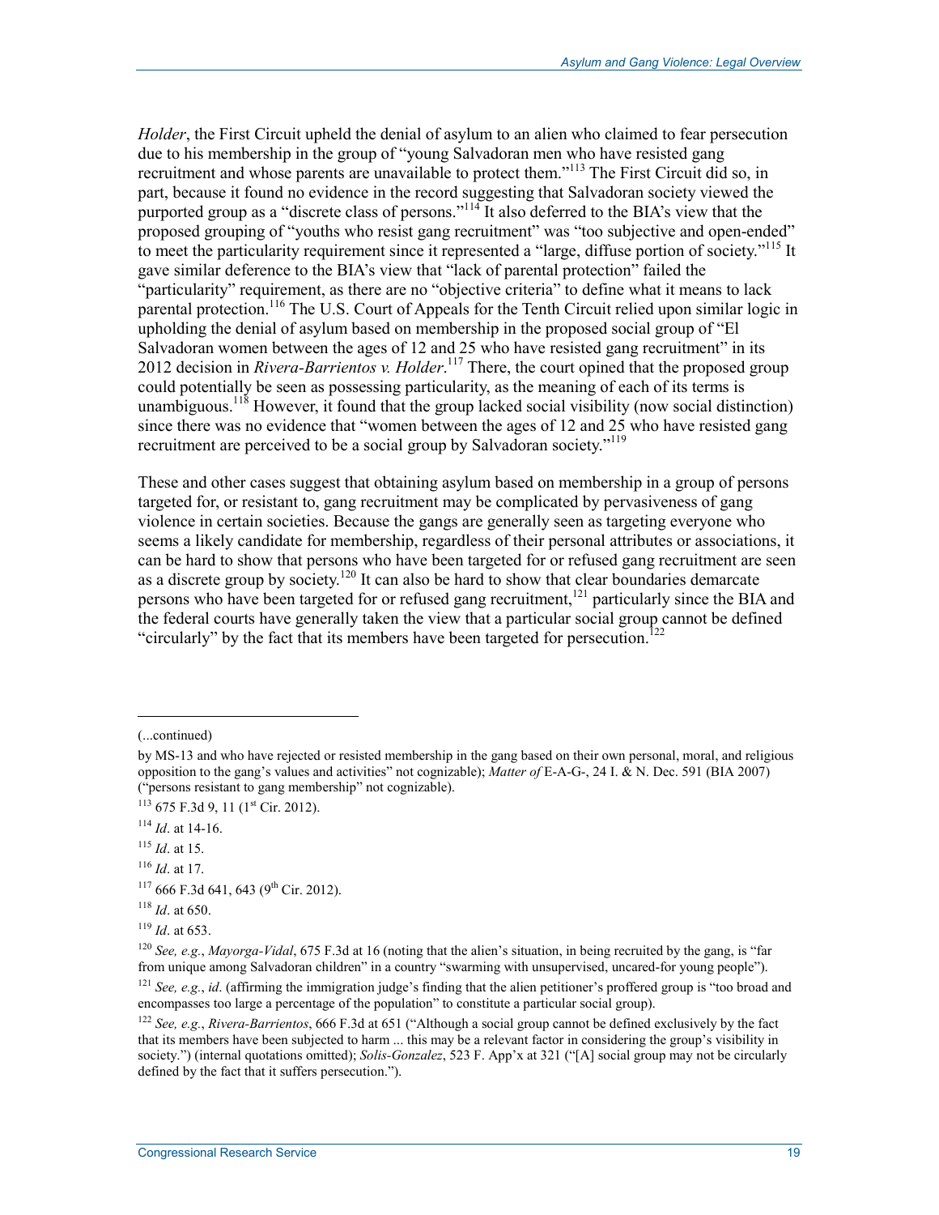*Holder*, the First Circuit upheld the denial of asylum to an alien who claimed to fear persecution due to his membership in the group of "young Salvadoran men who have resisted gang recruitment and whose parents are unavailable to protect them."[113] The First Circuit did so, in part, because it found no evidence in the record suggesting that Salvadoran society viewed the purported group as a "discrete class of persons."[114] It also deferred to the BIA's view that the proposed grouping of "youths who resist gang recruitment" was "too subjective and open-ended" to meet the particularity requirement since it represented a "large, diffuse portion of society."[115] It gave similar deference to the BIA's view that "lack of parental protection" failed the "particularity" requirement, as there are no "objective criteria" to define what it means to lack parental protection.[116] The U.S. Court of Appeals for the Tenth Circuit relied upon similar logic in upholding the denial of asylum based on membership in the proposed social group of "El Salvadoran women between the ages of 12 and 25 who have resisted gang recruitment" in its 2012 decision in *Rivera-Barrientos v. Holder*.[117] There, the court opined that the proposed group could potentially be seen as possessing particularity, as the meaning of each of its terms is unambiguous.[118] However, it found that the group lacked social visibility (now social distinction) since there was no evidence that "women between the ages of 12 and 25 who have resisted gang recruitment are perceived to be a social group by Salvadoran society."[119]

These and other cases suggest that obtaining asylum based on membership in a group of persons targeted for, or resistant to, gang recruitment may be complicated by pervasiveness of gang violence in certain societies. Because the gangs are generally seen as targeting everyone who seems a likely candidate for membership, regardless of their personal attributes or associations, it can be hard to show that persons who have been targeted for or refused gang recruitment are seen as a discrete group by society.[120] It can also be hard to show that clear boundaries demarcate persons who have been targeted for or refused gang recruitment,[121] particularly since the BIA and the federal courts have generally taken the view that a particular social group cannot be defined "circularly" by the fact that its members have been targeted for persecution.[122]

---

(...continued)

by MS-13 and who have rejected or resisted membership in the gang based on their own personal, moral, and religious opposition to the gang's values and activities" not cognizable); *Matter of* E-A-G-, 24 I. & N. Dec. 591 (BIA 2007) ("persons resistant to gang membership" not cognizable).

[113] 675 F.3d 9, 11 (1st Cir. 2012).

[114] *Id*. at 14-16.

[115] *Id*. at 15.

[116] *Id*. at 17.

[117] 666 F.3d 641, 643 (9th Cir. 2012).

[118] *Id*. at 650.

[119] *Id*. at 653.

[120] *See, e.g.*, *Mayorga-Vidal*, 675 F.3d at 16 (noting that the alien's situation, in being recruited by the gang, is "far from unique among Salvadoran children" in a country "swarming with unsupervised, uncared-for young people").

[121] *See, e.g.*, *id*. (affirming the immigration judge's finding that the alien petitioner's proffered group is "too broad and encompasses too large a percentage of the population" to constitute a particular social group).

[122] *See, e.g.*, *Rivera-Barrientos*, 666 F.3d at 651 ("Although a social group cannot be defined exclusively by the fact that its members have been subjected to harm ... this may be a relevant factor in considering the group's visibility in society.") (internal quotations omitted); *Solis-Gonzalez*, 523 F. App'x at 321 ("[A] social group may not be circularly defined by the fact that it suffers persecution.").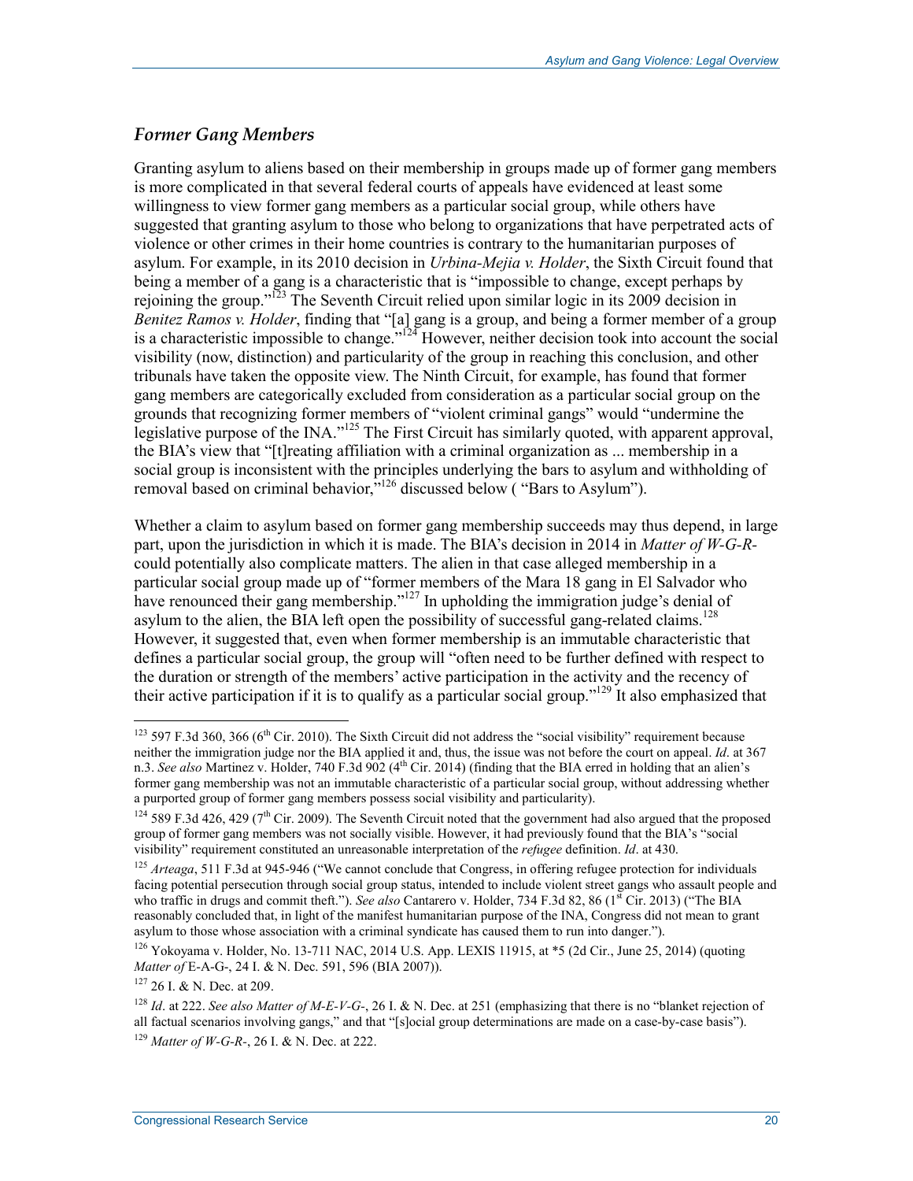### *Former Gang Members*

Granting asylum to aliens based on their membership in groups made up of former gang members is more complicated in that several federal courts of appeals have evidenced at least some willingness to view former gang members as a particular social group, while others have suggested that granting asylum to those who belong to organizations that have perpetrated acts of violence or other crimes in their home countries is contrary to the humanitarian purposes of asylum. For example, in its 2010 decision in *Urbina-Mejia v. Holder*, the Sixth Circuit found that being a member of a gang is a characteristic that is "impossible to change, except perhaps by rejoining the group."[123] The Seventh Circuit relied upon similar logic in its 2009 decision in *Benitez Ramos v. Holder*, finding that "[a] gang is a group, and being a former member of a group is a characteristic impossible to change."[124] However, neither decision took into account the social visibility (now, distinction) and particularity of the group in reaching this conclusion, and other tribunals have taken the opposite view. The Ninth Circuit, for example, has found that former gang members are categorically excluded from consideration as a particular social group on the grounds that recognizing former members of "violent criminal gangs" would "undermine the legislative purpose of the INA."[125] The First Circuit has similarly quoted, with apparent approval, the BIA's view that "[t]reating affiliation with a criminal organization as ... membership in a social group is inconsistent with the principles underlying the bars to asylum and withholding of removal based on criminal behavior,"[126] discussed below ( "Bars to Asylum").

Whether a claim to asylum based on former gang membership succeeds may thus depend, in large part, upon the jurisdiction in which it is made. The BIA's decision in 2014 in *Matter of W-G-R-* could potentially also complicate matters. The alien in that case alleged membership in a particular social group made up of "former members of the Mara 18 gang in El Salvador who have renounced their gang membership."[127] In upholding the immigration judge's denial of asylum to the alien, the BIA left open the possibility of successful gang-related claims.[128] However, it suggested that, even when former membership is an immutable characteristic that defines a particular social group, the group will "often need to be further defined with respect to the duration or strength of the members' active participation in the activity and the recency of their active participation if it is to qualify as a particular social group."[129] It also emphasized that

---

[123] 597 F.3d 360, 366 (6th Cir. 2010). The Sixth Circuit did not address the "social visibility" requirement because neither the immigration judge nor the BIA applied it and, thus, the issue was not before the court on appeal. *Id*. at 367 n.3. *See also* Martinez v. Holder, 740 F.3d 902 (4th Cir. 2014) (finding that the BIA erred in holding that an alien's former gang membership was not an immutable characteristic of a particular social group, without addressing whether a purported group of former gang members possess social visibility and particularity).

[124] 589 F.3d 426, 429 (7th Cir. 2009). The Seventh Circuit noted that the government had also argued that the proposed group of former gang members was not socially visible. However, it had previously found that the BIA's "social visibility" requirement constituted an unreasonable interpretation of the *refugee* definition. *Id*. at 430.

[125] *Arteaga*, 511 F.3d at 945-946 ("We cannot conclude that Congress, in offering refugee protection for individuals facing potential persecution through social group status, intended to include violent street gangs who assault people and who traffic in drugs and commit theft."). *See also* Cantarero v. Holder, 734 F.3d 82, 86 (1st Cir. 2013) ("The BIA reasonably concluded that, in light of the manifest humanitarian purpose of the INA, Congress did not mean to grant asylum to those whose association with a criminal syndicate has caused them to run into danger.").

[126] Yokoyama v. Holder, No. 13-711 NAC, 2014 U.S. App. LEXIS 11915, at *5 (2d Cir., June 25, 2014) (quoting *Matter of* E-A-G-, 24 I. & N. Dec. 591, 596 (BIA 2007)).

[127] 26 I. & N. Dec. at 209.

[128] *Id*. at 222. *See also Matter of M-E-V-G-*, 26 I. & N. Dec. at 251 (emphasizing that there is no "blanket rejection of all factual scenarios involving gangs," and that "[s]ocial group determinations are made on a case-by-case basis").

[129] *Matter of W-G-R-*, 26 I. & N. Dec. at 222.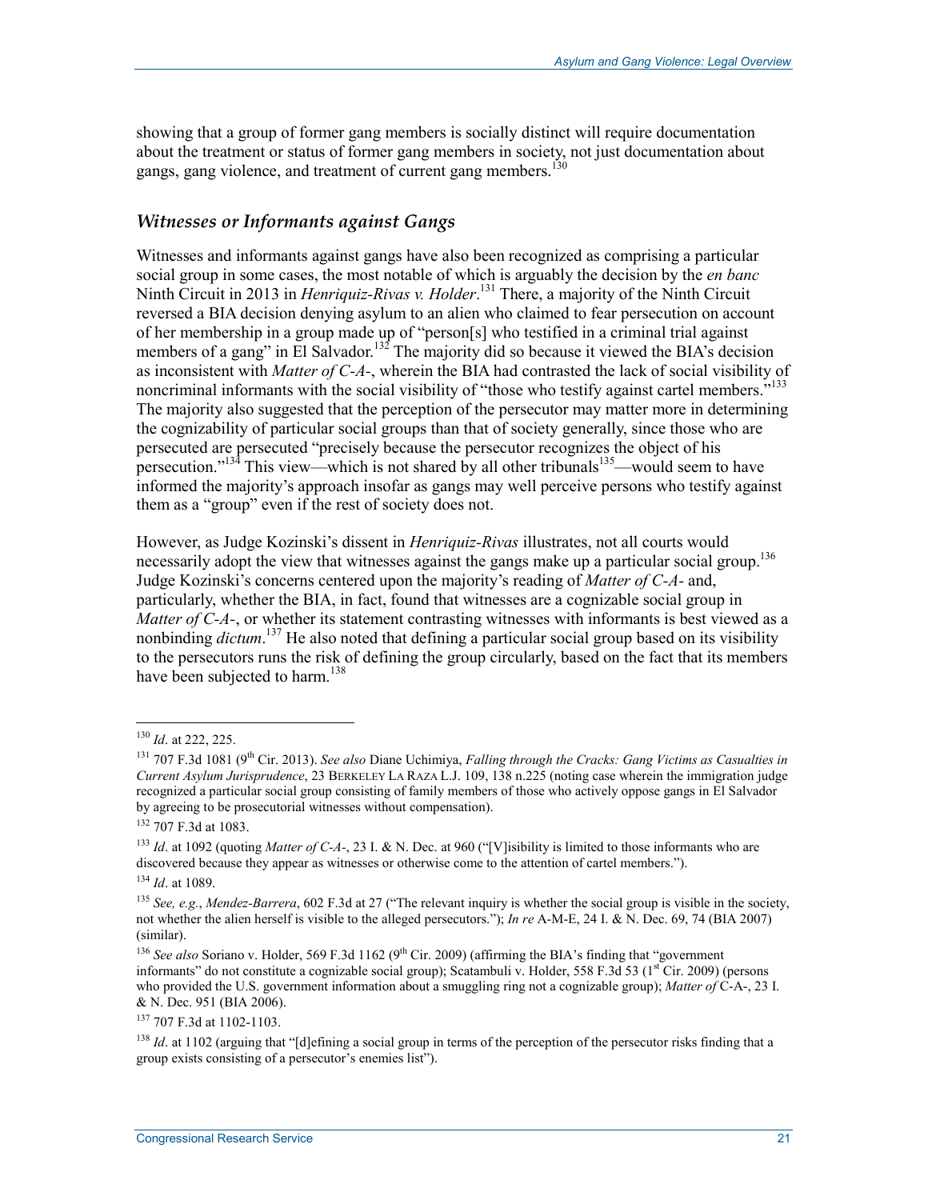showing that a group of former gang members is socially distinct will require documentation about the treatment or status of former gang members in society, not just documentation about gangs, gang violence, and treatment of current gang members.[130]

### *Witnesses or Informants against Gangs*

Witnesses and informants against gangs have also been recognized as comprising a particular social group in some cases, the most notable of which is arguably the decision by the *en banc* Ninth Circuit in 2013 in *Henriquiz-Rivas v. Holder*.[131] There, a majority of the Ninth Circuit reversed a BIA decision denying asylum to an alien who claimed to fear persecution on account of her membership in a group made up of "person[s] who testified in a criminal trial against members of a gang" in El Salvador.[132] The majority did so because it viewed the BIA's decision as inconsistent with *Matter of C-A-*, wherein the BIA had contrasted the lack of social visibility of noncriminal informants with the social visibility of "those who testify against cartel members."[133] The majority also suggested that the perception of the persecutor may matter more in determining the cognizability of particular social groups than that of society generally, since those who are persecuted are persecuted "precisely because the persecutor recognizes the object of his persecution."[134] This view—which is not shared by all other tribunals[135]—would seem to have informed the majority's approach insofar as gangs may well perceive persons who testify against them as a "group" even if the rest of society does not.

However, as Judge Kozinski's dissent in *Henriquiz-Rivas* illustrates, not all courts would necessarily adopt the view that witnesses against the gangs make up a particular social group.[136] Judge Kozinski's concerns centered upon the majority's reading of *Matter of C-A-* and, particularly, whether the BIA, in fact, found that witnesses are a cognizable social group in *Matter of C-A-*, or whether its statement contrasting witnesses with informants is best viewed as a nonbinding *dictum*.[137] He also noted that defining a particular social group based on its visibility to the persecutors runs the risk of defining the group circularly, based on the fact that its members have been subjected to harm.[138]

---

[130] *Id*. at 222, 225.

[131] 707 F.3d 1081 (9th Cir. 2013). *See also* Diane Uchimiya, *Falling through the Cracks: Gang Victims as Casualties in Current Asylum Jurisprudence*, 23 BERKELEY LA RAZA L.J. 109, 138 n.225 (noting case wherein the immigration judge recognized a particular social group consisting of family members of those who actively oppose gangs in El Salvador by agreeing to be prosecutorial witnesses without compensation).

[132] 707 F.3d at 1083.

[133] *Id*. at 1092 (quoting *Matter of C-A-*, 23 I. & N. Dec. at 960 ("[V]isibility is limited to those informants who are discovered because they appear as witnesses or otherwise come to the attention of cartel members.").

[134] *Id*. at 1089.

[135] *See, e.g.*, *Mendez-Barrera*, 602 F.3d at 27 ("The relevant inquiry is whether the social group is visible in the society, not whether the alien herself is visible to the alleged persecutors."); *In re* A-M-E, 24 I. & N. Dec. 69, 74 (BIA 2007) (similar).

[136] *See also* Soriano v. Holder, 569 F.3d 1162 (9th Cir. 2009) (affirming the BIA's finding that "government informants" do not constitute a cognizable social group); Scatambuli v. Holder, 558 F.3d 53 (1st Cir. 2009) (persons who provided the U.S. government information about a smuggling ring not a cognizable group); *Matter of* C-A-, 23 I. & N. Dec. 951 (BIA 2006).

[137] 707 F.3d at 1102-1103.

[138] *Id*. at 1102 (arguing that "[d]efining a social group in terms of the perception of the persecutor risks finding that a group exists consisting of a persecutor's enemies list").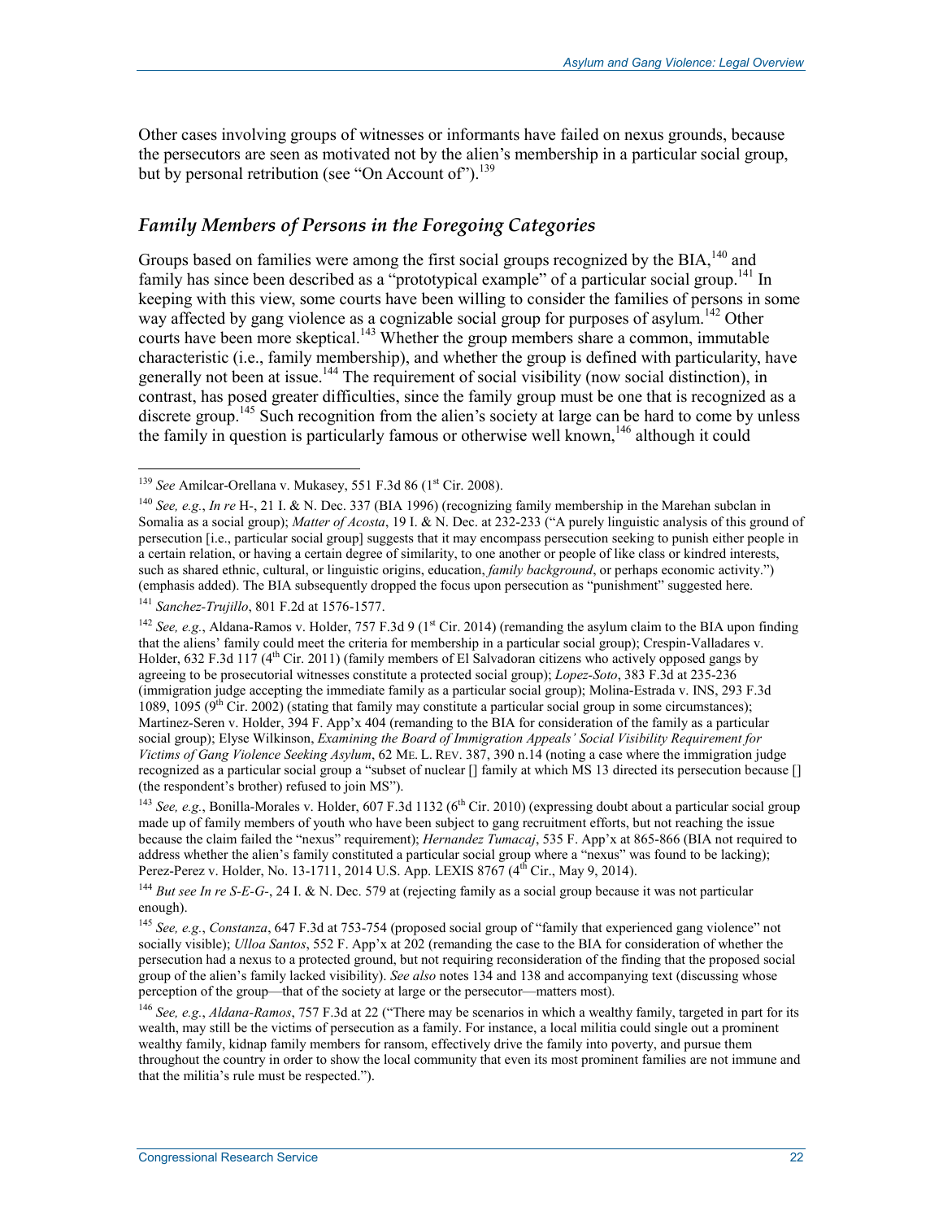Other cases involving groups of witnesses or informants have failed on nexus grounds, because the persecutors are seen as motivated not by the alien's membership in a particular social group, but by personal retribution (see "On Account of").[139]

### *Family Members of Persons in the Foregoing Categories*

Groups based on families were among the first social groups recognized by the BIA,[140] and family has since been described as a "prototypical example" of a particular social group.[141] In keeping with this view, some courts have been willing to consider the families of persons in some way affected by gang violence as a cognizable social group for purposes of asylum.[142] Other courts have been more skeptical.[143] Whether the group members share a common, immutable characteristic (i.e., family membership), and whether the group is defined with particularity, have generally not been at issue.[144] The requirement of social visibility (now social distinction), in contrast, has posed greater difficulties, since the family group must be one that is recognized as a discrete group.[145] Such recognition from the alien's society at large can be hard to come by unless the family in question is particularly famous or otherwise well known,[146] although it could

---

[139] *See* Amilcar-Orellana v. Mukasey, 551 F.3d 86 (1st Cir. 2008).

[140] *See, e.g.*, *In re* H-, 21 I. & N. Dec. 337 (BIA 1996) (recognizing family membership in the Marehan subclan in Somalia as a social group); *Matter of Acosta*, 19 I. & N. Dec. at 232-233 ("A purely linguistic analysis of this ground of persecution [i.e., particular social group] suggests that it may encompass persecution seeking to punish either people in a certain relation, or having a certain degree of similarity, to one another or people of like class or kindred interests, such as shared ethnic, cultural, or linguistic origins, education, *family background*, or perhaps economic activity.") (emphasis added). The BIA subsequently dropped the focus upon persecution as "punishment" suggested here.

[141] *Sanchez-Trujillo*, 801 F.2d at 1576-1577.

[142] *See, e.g.*, Aldana-Ramos v. Holder, 757 F.3d 9 (1st Cir. 2014) (remanding the asylum claim to the BIA upon finding that the aliens' family could meet the criteria for membership in a particular social group); Crespin-Valladares v. Holder, 632 F.3d 117 (4th Cir. 2011) (family members of El Salvadoran citizens who actively opposed gangs by agreeing to be prosecutorial witnesses constitute a protected social group); *Lopez-Soto*, 383 F.3d at 235-236 (immigration judge accepting the immediate family as a particular social group); Molina-Estrada v. INS, 293 F.3d 1089, 1095 (9th Cir. 2002) (stating that family may constitute a particular social group in some circumstances); Martinez-Seren v. Holder, 394 F. App'x 404 (remanding to the BIA for consideration of the family as a particular social group); Elyse Wilkinson, *Examining the Board of Immigration Appeals' Social Visibility Requirement for Victims of Gang Violence Seeking Asylum*, 62 ME. L. REV. 387, 390 n.14 (noting a case where the immigration judge recognized as a particular social group a "subset of nuclear [] family at which MS 13 directed its persecution because [] (the respondent's brother) refused to join MS").

[143] *See, e.g.*, Bonilla-Morales v. Holder, 607 F.3d 1132 (6th Cir. 2010) (expressing doubt about a particular social group made up of family members of youth who have been subject to gang recruitment efforts, but not reaching the issue because the claim failed the "nexus" requirement); *Hernandez Tumacaj*, 535 F. App'x at 865-866 (BIA not required to address whether the alien's family constituted a particular social group where a "nexus" was found to be lacking); Perez-Perez v. Holder, No. 13-1711, 2014 U.S. App. LEXIS 8767 (4th Cir., May 9, 2014).

[144] *But see In re S-E-G-*, 24 I. & N. Dec. 579 at (rejecting family as a social group because it was not particular enough).

[145] *See, e.g.*, *Constanza*, 647 F.3d at 753-754 (proposed social group of "family that experienced gang violence" not socially visible); *Ulloa Santos*, 552 F. App'x at 202 (remanding the case to the BIA for consideration of whether the persecution had a nexus to a protected ground, but not requiring reconsideration of the finding that the proposed social group of the alien's family lacked visibility). *See also* notes 134 and 138 and accompanying text (discussing whose perception of the group—that of the society at large or the persecutor—matters most).

[146] *See, e.g.*, *Aldana-Ramos*, 757 F.3d at 22 ("There may be scenarios in which a wealthy family, targeted in part for its wealth, may still be the victims of persecution as a family. For instance, a local militia could single out a prominent wealthy family, kidnap family members for ransom, effectively drive the family into poverty, and pursue them throughout the country in order to show the local community that even its most prominent families are not immune and that the militia's rule must be respected.").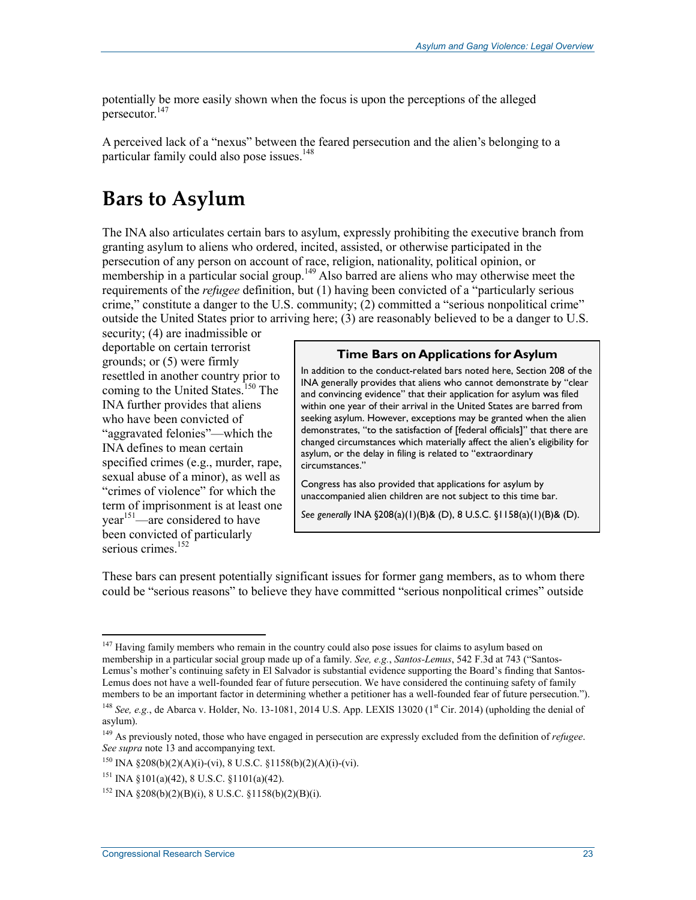potentially be more easily shown when the focus is upon the perceptions of the alleged persecutor.[147]

A perceived lack of a "nexus" between the feared persecution and the alien's belonging to a particular family could also pose issues.[148]

# Bars to Asylum

The INA also articulates certain bars to asylum, expressly prohibiting the executive branch from granting asylum to aliens who ordered, incited, assisted, or otherwise participated in the persecution of any person on account of race, religion, nationality, political opinion, or membership in a particular social group.[149] Also barred are aliens who may otherwise meet the requirements of the *refugee* definition, but (1) having been convicted of a "particularly serious crime," constitute a danger to the U.S. community; (2) committed a "serious nonpolitical crime" outside the United States prior to arriving here; (3) are reasonably believed to be a danger to U.S. security; (4) are inadmissible or deportable on certain terrorist grounds; or (5) were firmly resettled in another country prior to coming to the United States.[150] The INA further provides that aliens who have been convicted of "aggravated felonies"—which the INA defines to mean certain specified crimes (e.g., murder, rape, sexual abuse of a minor), as well as "crimes of violence" for which the term of imprisonment is at least one year[151]—are considered to have been convicted of particularly serious crimes.[152]

> **Time Bars on Applications for Asylum**
>
> In addition to the conduct-related bars noted here, Section 208 of the INA generally provides that aliens who cannot demonstrate by "clear and convincing evidence" that their application for asylum was filed within one year of their arrival in the United States are barred from seeking asylum. However, exceptions may be granted when the alien demonstrates, "to the satisfaction of [federal officials]" that there are changed circumstances which materially affect the alien's eligibility for asylum, or the delay in filing is related to "extraordinary circumstances."
>
> Congress has also provided that applications for asylum by unaccompanied alien children are not subject to this time bar.
>
> *See generally* INA §208(a)(1)(B)& (D), 8 U.S.C. §1158(a)(1)(B)& (D).

These bars can present potentially significant issues for former gang members, as to whom there could be "serious reasons" to believe they have committed "serious nonpolitical crimes" outside

---

[147] Having family members who remain in the country could also pose issues for claims to asylum based on membership in a particular social group made up of a family. *See, e.g.*, *Santos-Lemus*, 542 F.3d at 743 ("Santos-Lemus's mother's continuing safety in El Salvador is substantial evidence supporting the Board's finding that Santos-Lemus does not have a well-founded fear of future persecution. We have considered the continuing safety of family members to be an important factor in determining whether a petitioner has a well-founded fear of future persecution.").

[148] *See, e.g.*, de Abarca v. Holder, No. 13-1081, 2014 U.S. App. LEXIS 13020 (1st Cir. 2014) (upholding the denial of asylum).

[149] As previously noted, those who have engaged in persecution are expressly excluded from the definition of *refugee*. *See supra* note 13 and accompanying text.

[150] INA §208(b)(2)(A)(i)-(vi), 8 U.S.C. §1158(b)(2)(A)(i)-(vi).

[151] INA §101(a)(42), 8 U.S.C. §1101(a)(42).

[152] INA §208(b)(2)(B)(i), 8 U.S.C. §1158(b)(2)(B)(i).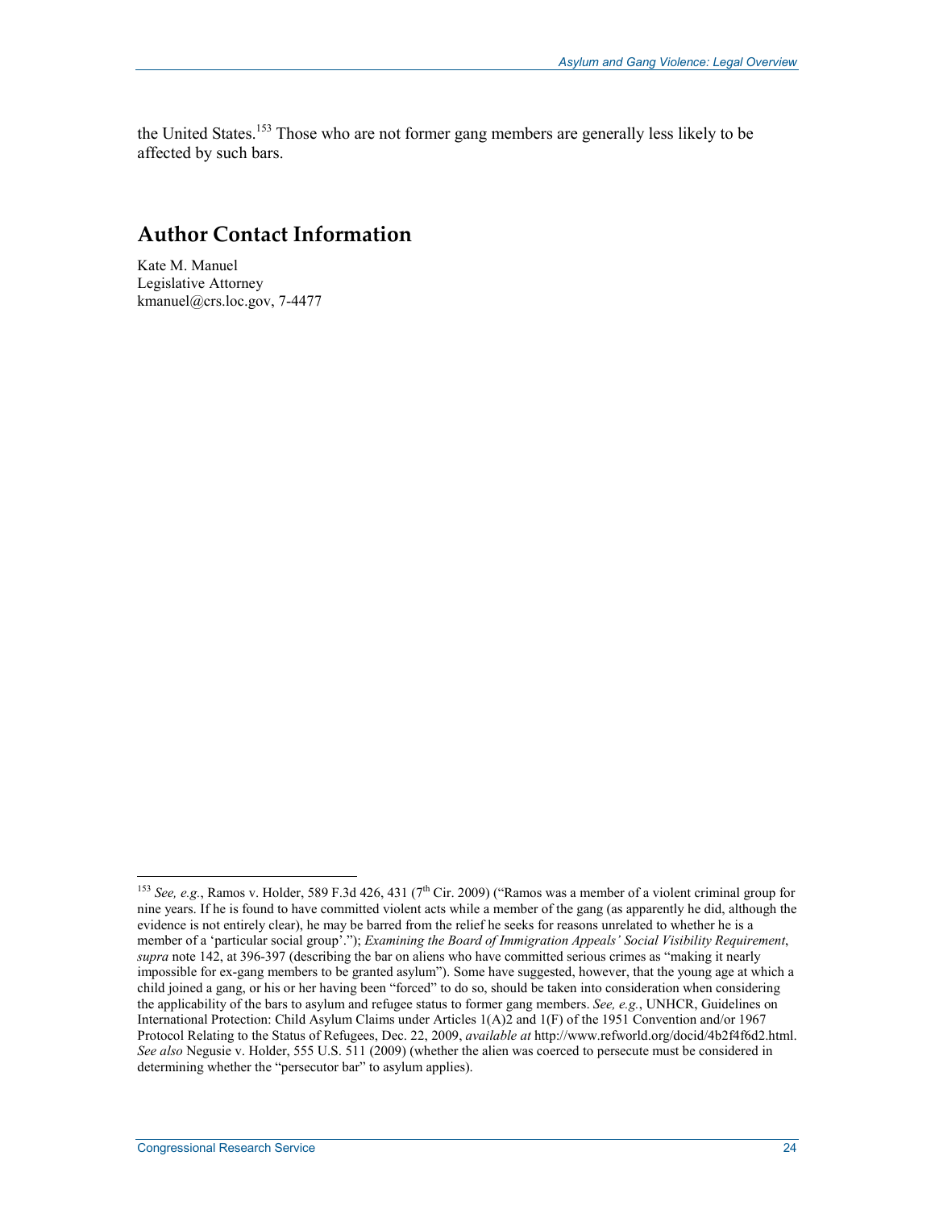the United States.[153] Those who are not former gang members are generally less likely to be affected by such bars.

## Author Contact Information

Kate M. Manuel
Legislative Attorney
kmanuel@crs.loc.gov, 7-4477

---

[153] *See, e.g.*, Ramos v. Holder, 589 F.3d 426, 431 (7th Cir. 2009) ("Ramos was a member of a violent criminal group for nine years. If he is found to have committed violent acts while a member of the gang (as apparently he did, although the evidence is not entirely clear), he may be barred from the relief he seeks for reasons unrelated to whether he is a member of a 'particular social group'."); *Examining the Board of Immigration Appeals' Social Visibility Requirement*, *supra* note 142, at 396-397 (describing the bar on aliens who have committed serious crimes as "making it nearly impossible for ex-gang members to be granted asylum"). Some have suggested, however, that the young age at which a child joined a gang, or his or her having been "forced" to do so, should be taken into consideration when considering the applicability of the bars to asylum and refugee status to former gang members. *See, e.g.*, UNHCR, Guidelines on International Protection: Child Asylum Claims under Articles 1(A)2 and 1(F) of the 1951 Convention and/or 1967 Protocol Relating to the Status of Refugees, Dec. 22, 2009, *available at* http://www.refworld.org/docid/4b2f4f6d2.html. *See also* Negusie v. Holder, 555 U.S. 511 (2009) (whether the alien was coerced to persecute must be considered in determining whether the "persecutor bar" to asylum applies).